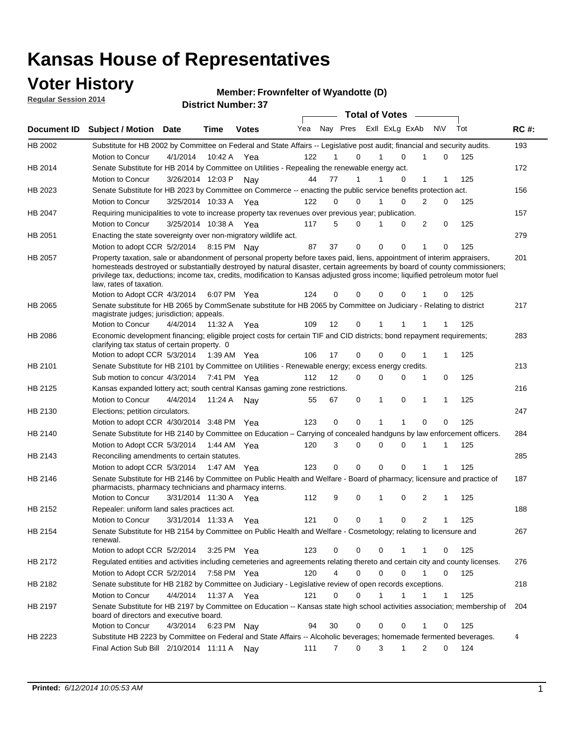# Kansas House of Representatives

## Voter History

**Regular Session 2014**

**Member: Frownfelter of Wyandotte (D)**

**District Number: 37**

| Document ID | Subject / Motion | Date | Time | Votes | Yea | Nay | Pres | ExII | ExLg | ExAb | N\V | Tot | RC #: |
|---|---|---|---|---|---|---|---|---|---|---|---|---|---|
| HB 2002 | Substitute for HB 2002 by Committee on Federal and State Affairs -- Legislative post audit; financial and security audits. | | | | | | | | | | | | 193 |
| | Motion to Concur | 4/1/2014 | 10:42 A | Yea | 122 | 1 | 0 | 1 | 0 | 1 | 0 | 125 | |
| HB 2014 | Senate Substitute for HB 2014 by Committee on Utilities - Repealing the renewable energy act. | | | | | | | | | | | | 172 |
| | Motion to Concur | 3/26/2014 | 12:03 P | Nay | 44 | 77 | 1 | 1 | 0 | 1 | 1 | 125 | |
| HB 2023 | Senate Substitute for HB 2023 by Committee on Commerce -- enacting the public service benefits protection act. | | | | | | | | | | | | 156 |
| | Motion to Concur | 3/25/2014 | 10:33 A | Yea | 122 | 0 | 0 | 1 | 0 | 2 | 0 | 125 | |
| HB 2047 | Requiring municipalities to vote to increase property tax revenues over previous year; publication. | | | | | | | | | | | | 157 |
| | Motion to Concur | 3/25/2014 | 10:38 A | Yea | 117 | 5 | 0 | 1 | 0 | 2 | 0 | 125 | |
| HB 2051 | Enacting the state sovereignty over non-migratory wildlife act. | | | | | | | | | | | | 279 |
| | Motion to adopt CCR | 5/2/2014 | 8:15 PM | Nay | 87 | 37 | 0 | 0 | 0 | 1 | 0 | 125 | |
| HB 2057 | Property taxation, sale or abandonment of personal property before taxes paid, liens, appointment of interim appraisers, homesteads destroyed or substantially destroyed by natural disaster, certain agreements by board of county commissioners; privilege tax, deductions; income tax, credits, modification to Kansas adjusted gross income; liquified petroleum motor fuel law, rates of taxation. | | | | | | | | | | | | 201 |
| | Motion to Adopt CCR | 4/3/2014 | 6:07 PM | Yea | 124 | 0 | 0 | 0 | 0 | 1 | 0 | 125 | |
| HB 2065 | Senate substitute for HB 2065 by CommSenate substitute for HB 2065 by Committee on Judiciary - Relating to district magistrate judges; jurisdiction; appeals. | | | | | | | | | | | | 217 |
| | Motion to Concur | 4/4/2014 | 11:32 A | Yea | 109 | 12 | 0 | 1 | 1 | 1 | 1 | 125 | |
| HB 2086 | Economic development financing; eligible project costs for certain TIF and CID districts; bond repayment requirements; clarifying tax status of certain property. 0 | | | | | | | | | | | | 283 |
| | Motion to adopt CCR | 5/3/2014 | 1:39 AM | Yea | 106 | 17 | 0 | 0 | 0 | 1 | 1 | 125 | |
| HB 2101 | Senate Substitute for HB 2101 by Committee on Utilities - Renewable energy; excess energy credits. | | | | | | | | | | | | 213 |
| | Sub motion to concur | 4/3/2014 | 7:41 PM | Yea | 112 | 12 | 0 | 0 | 0 | 1 | 0 | 125 | |
| HB 2125 | Kansas expanded lottery act; south central Kansas gaming zone restrictions. | | | | | | | | | | | | 216 |
| | Motion to Concur | 4/4/2014 | 11:24 A | Nay | 55 | 67 | 0 | 1 | 0 | 1 | 1 | 125 | |
| HB 2130 | Elections; petition circulators. | | | | | | | | | | | | 247 |
| | Motion to adopt CCR | 4/30/2014 | 3:48 PM | Yea | 123 | 0 | 0 | 1 | 1 | 0 | 0 | 125 | |
| HB 2140 | Senate Substitute for HB 2140 by Committee on Education – Carrying of concealed handguns by law enforcement officers. | | | | | | | | | | | | 284 |
| | Motion to Adopt CCR | 5/3/2014 | 1:44 AM | Yea | 120 | 3 | 0 | 0 | 0 | 1 | 1 | 125 | |
| HB 2143 | Reconciling amendments to certain statutes. | | | | | | | | | | | | 285 |
| | Motion to adopt CCR | 5/3/2014 | 1:47 AM | Yea | 123 | 0 | 0 | 0 | 0 | 1 | 1 | 125 | |
| HB 2146 | Senate Substitute for HB 2146 by Committee on Public Health and Welfare - Board of pharmacy; licensure and practice of pharmacists, pharmacy technicians and pharmacy interns. | | | | | | | | | | | | 187 |
| | Motion to Concur | 3/31/2014 | 11:30 A | Yea | 112 | 9 | 0 | 1 | 0 | 2 | 1 | 125 | |
| HB 2152 | Repealer: uniform land sales practices act. | | | | | | | | | | | | 188 |
| | Motion to Concur | 3/31/2014 | 11:33 A | Yea | 121 | 0 | 0 | 1 | 0 | 2 | 1 | 125 | |
| HB 2154 | Senate Substitute for HB 2154 by Committee on Public Health and Welfare - Cosmetology; relating to licensure and renewal. | | | | | | | | | | | | 267 |
| | Motion to adopt CCR | 5/2/2014 | 3:25 PM | Yea | 123 | 0 | 0 | 0 | 1 | 1 | 0 | 125 | |
| HB 2172 | Regulated entities and activities including cemeteries and agreements relating thereto and certain city and county licenses. | | | | | | | | | | | | 276 |
| | Motion to Adopt CCR | 5/2/2014 | 7:58 PM | Yea | 120 | 4 | 0 | 0 | 0 | 1 | 0 | 125 | |
| HB 2182 | Senate substitute for HB 2182 by Committee on Judiciary - Legislative review of open records exceptions. | | | | | | | | | | | | 218 |
| | Motion to Concur | 4/4/2014 | 11:37 A | Yea | 121 | 0 | 0 | 1 | 1 | 1 | 1 | 125 | |
| HB 2197 | Senate Substitute for HB 2197 by Committee on Education -- Kansas state high school activities association; membership of board of directors and executive board. | | | | | | | | | | | | 204 |
| | Motion to Concur | 4/3/2014 | 6:23 PM | Nay | 94 | 30 | 0 | 0 | 0 | 1 | 0 | 125 | |
| HB 2223 | Substitute HB 2223 by Committee on Federal and State Affairs -- Alcoholic beverages; homemade fermented beverages. | | | | | | | | | | | | 4 |
| | Final Action Sub Bill | 2/10/2014 | 11:11 A | Nay | 111 | 7 | 0 | 3 | 1 | 2 | 0 | 124 | |

**Printed:** *6/12/2014 10:05:53 AM*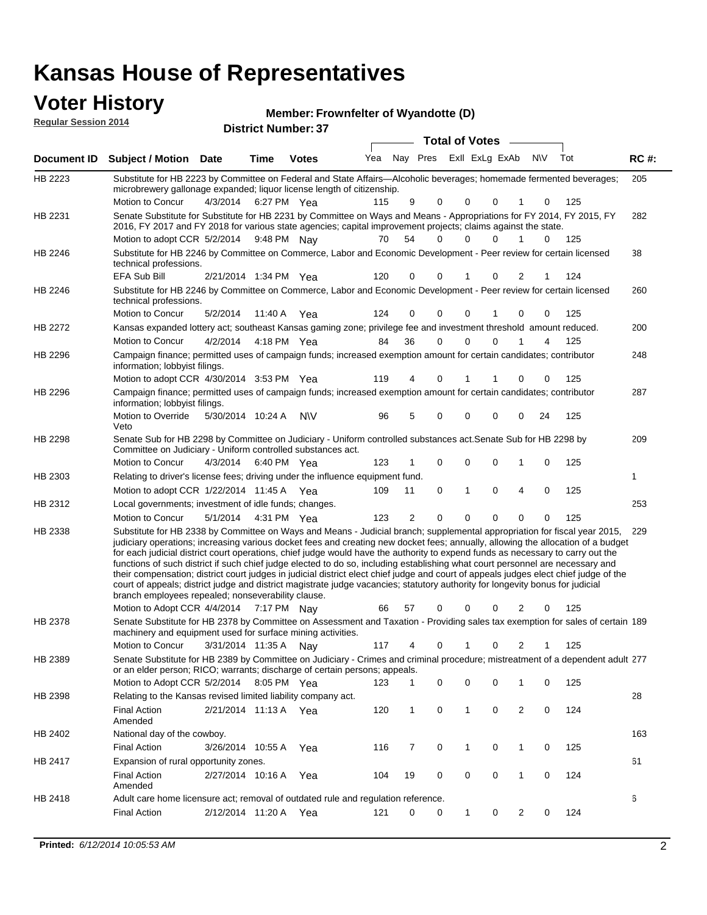# Kansas House of Representatives

## Voter History

**Regular Session 2014**

**Member: Frownfelter of Wyandotte (D)**

**District Number: 37**

| Document ID | Subject / Motion | Date | Time | Votes | Yea | Nay | Pres | ExII | ExLg | ExAb | N\V | Tot | RC #: |
|---|---|---|---|---|---|---|---|---|---|---|---|---|---|
| HB 2223 | Substitute for HB 2223 by Committee on Federal and State Affairs—Alcoholic beverages; homemade fermented beverages; microbrewery gallonage expanded; liquor license length of citizenship. | | | | | | | | | | | | 205 |
| | Motion to Concur | 4/3/2014 | 6:27 PM | Yea | 115 | 9 | 0 | 0 | 0 | 1 | 0 | 125 | |
| HB 2231 | Senate Substitute for Substitute for HB 2231 by Committee on Ways and Means - Appropriations for FY 2014, FY 2015, FY 2016, FY 2017 and FY 2018 for various state agencies; capital improvement projects; claims against the state. | | | | | | | | | | | | 282 |
| | Motion to adopt CCR | 5/2/2014 | 9:48 PM | Nay | 70 | 54 | 0 | 0 | 0 | 1 | 0 | 125 | |
| HB 2246 | Substitute for HB 2246 by Committee on Commerce, Labor and Economic Development - Peer review for certain licensed technical professions. | | | | | | | | | | | | 38 |
| | EFA Sub Bill | 2/21/2014 | 1:34 PM | Yea | 120 | 0 | 0 | 1 | 0 | 2 | 1 | 124 | |
| HB 2246 | Substitute for HB 2246 by Committee on Commerce, Labor and Economic Development - Peer review for certain licensed technical professions. | | | | | | | | | | | | 260 |
| | Motion to Concur | 5/2/2014 | 11:40 A | Yea | 124 | 0 | 0 | 0 | 1 | 0 | 0 | 125 | |
| HB 2272 | Kansas expanded lottery act; southeast Kansas gaming zone; privilege fee and investment threshold amount reduced. | | | | | | | | | | | | 200 |
| | Motion to Concur | 4/2/2014 | 4:18 PM | Yea | 84 | 36 | 0 | 0 | 0 | 1 | 4 | 125 | |
| HB 2296 | Campaign finance; permitted uses of campaign funds; increased exemption amount for certain candidates; contributor information; lobbyist filings. | | | | | | | | | | | | 248 |
| | Motion to adopt CCR | 4/30/2014 | 3:53 PM | Yea | 119 | 4 | 0 | 1 | 1 | 0 | 0 | 125 | |
| HB 2296 | Campaign finance; permitted uses of campaign funds; increased exemption amount for certain candidates; contributor information; lobbyist filings. | | | | | | | | | | | | 287 |
| | Motion to Override Veto | 5/30/2014 | 10:24 A | N\V | 96 | 5 | 0 | 0 | 0 | 0 | 24 | 125 | |
| HB 2298 | Senate Sub for HB 2298 by Committee on Judiciary - Uniform controlled substances act.Senate Sub for HB 2298 by Committee on Judiciary - Uniform controlled substances act. | | | | | | | | | | | | 209 |
| | Motion to Concur | 4/3/2014 | 6:40 PM | Yea | 123 | 1 | 0 | 0 | 0 | 1 | 0 | 125 | |
| HB 2303 | Relating to driver's license fees; driving under the influence equipment fund. | | | | | | | | | | | | 1 |
| | Motion to adopt CCR | 1/22/2014 | 11:45 A | Yea | 109 | 11 | 0 | 1 | 0 | 4 | 0 | 125 | |
| HB 2312 | Local governments; investment of idle funds; changes. | | | | | | | | | | | | 253 |
| | Motion to Concur | 5/1/2014 | 4:31 PM | Yea | 123 | 2 | 0 | 0 | 0 | 0 | 0 | 125 | |
| HB 2338 | Substitute for HB 2338 by Committee on Ways and Means - Judicial branch; supplemental appropriation for fiscal year 2015, judiciary operations; increasing various docket fees and creating new docket fees; annually, allowing the allocation of a budget for each judicial district court operations, chief judge would have the authority to expend funds as necessary to carry out the functions of such district if such chief judge elected to do so, including establishing what court personnel are necessary and their compensation; district court judges in judicial district elect chief judge and court of appeals judges elect chief judge of the court of appeals; district judge and district magistrate judge vacancies; statutory authority for longevity bonus for judicial branch employees repealed; nonseverability clause. | | | | | | | | | | | | 229 |
| | Motion to Adopt CCR | 4/4/2014 | 7:17 PM | Nay | 66 | 57 | 0 | 0 | 0 | 2 | 0 | 125 | |
| HB 2378 | Senate Substitute for HB 2378 by Committee on Assessment and Taxation - Providing sales tax exemption for sales of certain machinery and equipment used for surface mining activities. | | | | | | | | | | | | 189 |
| | Motion to Concur | 3/31/2014 | 11:35 A | Nay | 117 | 4 | 0 | 1 | 0 | 2 | 1 | 125 | |
| HB 2389 | Senate Substitute for HB 2389 by Committee on Judiciary - Crimes and criminal procedure; mistreatment of a dependent adult or an elder person; RICO; warrants; discharge of certain persons; appeals. | | | | | | | | | | | | 277 |
| | Motion to Adopt CCR | 5/2/2014 | 8:05 PM | Yea | 123 | 1 | 0 | 0 | 0 | 1 | 0 | 125 | |
| HB 2398 | Relating to the Kansas revised limited liability company act. | | | | | | | | | | | | 28 |
| | Final Action Amended | 2/21/2014 | 11:13 A | Yea | 120 | 1 | 0 | 1 | 0 | 2 | 0 | 124 | |
| HB 2402 | National day of the cowboy. | | | | | | | | | | | | 163 |
| | Final Action | 3/26/2014 | 10:55 A | Yea | 116 | 7 | 0 | 1 | 0 | 1 | 0 | 125 | |
| HB 2417 | Expansion of rural opportunity zones. | | | | | | | | | | | | 61 |
| | Final Action Amended | 2/27/2014 | 10:16 A | Yea | 104 | 19 | 0 | 0 | 0 | 1 | 0 | 124 | |
| HB 2418 | Adult care home licensure act; removal of outdated rule and regulation reference. | | | | | | | | | | | | 6 |
| | Final Action | 2/12/2014 | 11:20 A | Yea | 121 | 0 | 0 | 1 | 0 | 2 | 0 | 124 | |

**Printed:** *6/12/2014 10:05:53 AM*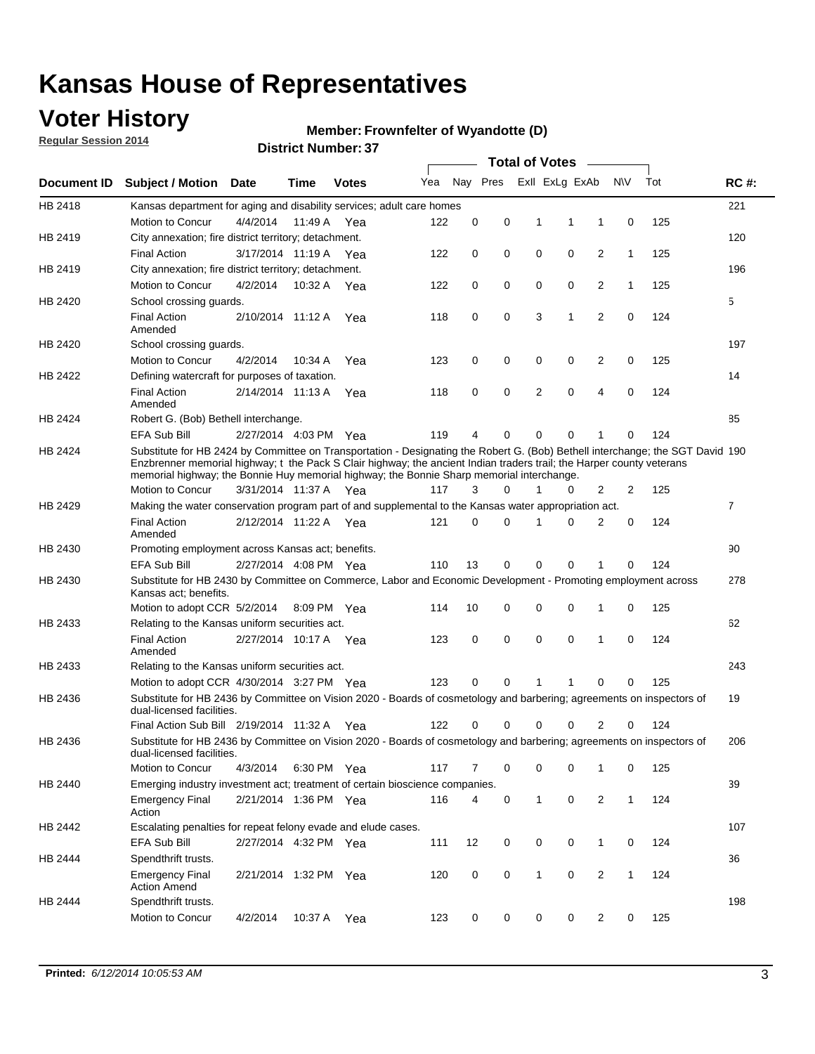# Kansas House of Representatives

## Voter History

**Regular Session 2014**

**Member: Frownfelter of Wyandotte (D)**

**District Number: 37**

| Document ID | Subject / Motion | Date | Time | Votes | Yea | Nay | Pres | ExII | ExLg | ExAb | N\V | Tot | RC #: |
|---|---|---|---|---|---|---|---|---|---|---|---|---|---|
| HB 2418 | Kansas department for aging and disability services; adult care homes | | | | | | | | | | | | 221 |
| | Motion to Concur | 4/4/2014 | 11:49 A | Yea | 122 | 0 | 0 | 1 | 1 | 1 | 0 | 125 | |
| HB 2419 | City annexation; fire district territory; detachment. | | | | | | | | | | | | 120 |
| | Final Action | 3/17/2014 | 11:19 A | Yea | 122 | 0 | 0 | 0 | 0 | 2 | 1 | 125 | |
| HB 2419 | City annexation; fire district territory; detachment. | | | | | | | | | | | | 196 |
| | Motion to Concur | 4/2/2014 | 10:32 A | Yea | 122 | 0 | 0 | 0 | 0 | 2 | 1 | 125 | |
| HB 2420 | School crossing guards. | | | | | | | | | | | | 5 |
| | Final Action Amended | 2/10/2014 | 11:12 A | Yea | 118 | 0 | 0 | 3 | 1 | 2 | 0 | 124 | |
| HB 2420 | School crossing guards. | | | | | | | | | | | | 197 |
| | Motion to Concur | 4/2/2014 | 10:34 A | Yea | 123 | 0 | 0 | 0 | 0 | 2 | 0 | 125 | |
| HB 2422 | Defining watercraft for purposes of taxation. | | | | | | | | | | | | 14 |
| | Final Action Amended | 2/14/2014 | 11:13 A | Yea | 118 | 0 | 0 | 2 | 0 | 4 | 0 | 124 | |
| HB 2424 | Robert G. (Bob) Bethell interchange. | | | | | | | | | | | | 85 |
| | EFA Sub Bill | 2/27/2014 | 4:03 PM | Yea | 119 | 4 | 0 | 0 | 0 | 1 | 0 | 124 | |
| HB 2424 | Substitute for HB 2424 by Committee on Transportation - Designating the Robert G. (Bob) Bethell interchange; the SGT David Enzbrenner memorial highway; t the Pack S Clair highway; the ancient Indian traders trail; the Harper county veterans memorial highway; the Bonnie Huy memorial highway; the Bonnie Sharp memorial interchange. | | | | | | | | | | | | 190 |
| | Motion to Concur | 3/31/2014 | 11:37 A | Yea | 117 | 3 | 0 | 1 | 0 | 2 | 2 | 125 | |
| HB 2429 | Making the water conservation program part of and supplemental to the Kansas water appropriation act. | | | | | | | | | | | | 7 |
| | Final Action Amended | 2/12/2014 | 11:22 A | Yea | 121 | 0 | 0 | 1 | 0 | 2 | 0 | 124 | |
| HB 2430 | Promoting employment across Kansas act; benefits. | | | | | | | | | | | | 90 |
| | EFA Sub Bill | 2/27/2014 | 4:08 PM | Yea | 110 | 13 | 0 | 0 | 0 | 1 | 0 | 124 | |
| HB 2430 | Substitute for HB 2430 by Committee on Commerce, Labor and Economic Development - Promoting employment across Kansas act; benefits. | | | | | | | | | | | | 278 |
| | Motion to adopt CCR | 5/2/2014 | 8:09 PM | Yea | 114 | 10 | 0 | 0 | 0 | 1 | 0 | 125 | |
| HB 2433 | Relating to the Kansas uniform securities act. | | | | | | | | | | | | 62 |
| | Final Action Amended | 2/27/2014 | 10:17 A | Yea | 123 | 0 | 0 | 0 | 0 | 1 | 0 | 124 | |
| HB 2433 | Relating to the Kansas uniform securities act. | | | | | | | | | | | | 243 |
| | Motion to adopt CCR | 4/30/2014 | 3:27 PM | Yea | 123 | 0 | 0 | 1 | 1 | 0 | 0 | 125 | |
| HB 2436 | Substitute for HB 2436 by Committee on Vision 2020 - Boards of cosmetology and barbering; agreements on inspectors of dual-licensed facilities. | | | | | | | | | | | | 19 |
| | Final Action Sub Bill | 2/19/2014 | 11:32 A | Yea | 122 | 0 | 0 | 0 | 0 | 2 | 0 | 124 | |
| HB 2436 | Substitute for HB 2436 by Committee on Vision 2020 - Boards of cosmetology and barbering; agreements on inspectors of dual-licensed facilities. | | | | | | | | | | | | 206 |
| | Motion to Concur | 4/3/2014 | 6:30 PM | Yea | 117 | 7 | 0 | 0 | 0 | 1 | 0 | 125 | |
| HB 2440 | Emerging industry investment act; treatment of certain bioscience companies. | | | | | | | | | | | | 39 |
| | Emergency Final Action | 2/21/2014 | 1:36 PM | Yea | 116 | 4 | 0 | 1 | 0 | 2 | 1 | 124 | |
| HB 2442 | Escalating penalties for repeat felony evade and elude cases. | | | | | | | | | | | | 107 |
| | EFA Sub Bill | 2/27/2014 | 4:32 PM | Yea | 111 | 12 | 0 | 0 | 0 | 1 | 0 | 124 | |
| HB 2444 | Spendthrift trusts. | | | | | | | | | | | | 36 |
| | Emergency Final Action Amend | 2/21/2014 | 1:32 PM | Yea | 120 | 0 | 0 | 1 | 0 | 2 | 1 | 124 | |
| HB 2444 | Spendthrift trusts. | | | | | | | | | | | | 198 |
| | Motion to Concur | 4/2/2014 | 10:37 A | Yea | 123 | 0 | 0 | 0 | 0 | 2 | 0 | 125 | |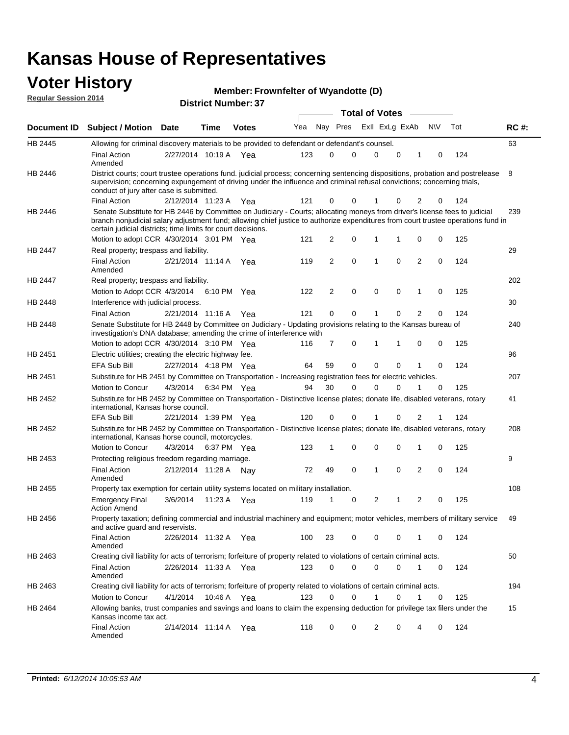# Kansas House of Representatives

## Voter History

**Regular Session 2014**

**Member: Frownfelter of Wyandotte (D)**

**District Number: 37**

| Document ID | Subject / Motion | Date | Time | Votes | Yea | Nay | Pres | ExII | ExLg | ExAb | N\V | Tot | RC #: |
|---|---|---|---|---|---|---|---|---|---|---|---|---|---|
| HB 2445 | Allowing for criminal discovery materials to be provided to defendant or defendant's counsel. | | | | | | | | | | | | 63 |
| | Final Action Amended | 2/27/2014 | 10:19 A | Yea | 123 | 0 | 0 | 0 | 0 | 1 | 0 | 124 | |
| HB 2446 | District courts; court trustee operations fund. judicial process; concerning sentencing dispositions, probation and postrelease supervision; concerning expungement of driving under the influence and criminal refusal convictions; concerning trials, conduct of jury after case is submitted. | | | | | | | | | | | | 8 |
| | Final Action | 2/12/2014 | 11:23 A | Yea | 121 | 0 | 0 | 1 | 0 | 2 | 0 | 124 | |
| HB 2446 | Senate Substitute for HB 2446 by Committee on Judiciary - Courts; allocating moneys from driver's license fees to judicial branch nonjudicial salary adjustment fund; allowing chief justice to authorize expenditures from court trustee operations fund in certain judicial districts; time limits for court decisions. | | | | | | | | | | | | 239 |
| | Motion to adopt CCR | 4/30/2014 | 3:01 PM | Yea | 121 | 2 | 0 | 1 | 1 | 0 | 0 | 125 | |
| HB 2447 | Real property; trespass and liability. | | | | | | | | | | | | 29 |
| | Final Action Amended | 2/21/2014 | 11:14 A | Yea | 119 | 2 | 0 | 1 | 0 | 2 | 0 | 124 | |
| HB 2447 | Real property; trespass and liability. | | | | | | | | | | | | 202 |
| | Motion to Adopt CCR | 4/3/2014 | 6:10 PM | Yea | 122 | 2 | 0 | 0 | 0 | 1 | 0 | 125 | |
| HB 2448 | Interference with judicial process. | | | | | | | | | | | | 30 |
| | Final Action | 2/21/2014 | 11:16 A | Yea | 121 | 0 | 0 | 1 | 0 | 2 | 0 | 124 | |
| HB 2448 | Senate Substitute for HB 2448 by Committee on Judiciary - Updating provisions relating to the Kansas bureau of investigation's DNA database; amending the crime of interference with | | | | | | | | | | | | 240 |
| | Motion to adopt CCR | 4/30/2014 | 3:10 PM | Yea | 116 | 7 | 0 | 1 | 1 | 0 | 0 | 125 | |
| HB 2451 | Electric utilities; creating the electric highway fee. | | | | | | | | | | | | 96 |
| | EFA Sub Bill | 2/27/2014 | 4:18 PM | Yea | 64 | 59 | 0 | 0 | 0 | 1 | 0 | 124 | |
| HB 2451 | Substitute for HB 2451 by Committee on Transportation - Increasing registration fees for electric vehicles. | | | | | | | | | | | | 207 |
| | Motion to Concur | 4/3/2014 | 6:34 PM | Yea | 94 | 30 | 0 | 0 | 0 | 1 | 0 | 125 | |
| HB 2452 | Substitute for HB 2452 by Committee on Transportation - Distinctive license plates; donate life, disabled veterans, rotary international, Kansas horse council. | | | | | | | | | | | | 41 |
| | EFA Sub Bill | 2/21/2014 | 1:39 PM | Yea | 120 | 0 | 0 | 1 | 0 | 2 | 1 | 124 | |
| HB 2452 | Substitute for HB 2452 by Committee on Transportation - Distinctive license plates; donate life, disabled veterans, rotary international, Kansas horse council, motorcycles. | | | | | | | | | | | | 208 |
| | Motion to Concur | 4/3/2014 | 6:37 PM | Yea | 123 | 1 | 0 | 0 | 0 | 1 | 0 | 125 | |
| HB 2453 | Protecting religious freedom regarding marriage. | | | | | | | | | | | | 9 |
| | Final Action Amended | 2/12/2014 | 11:28 A | Nay | 72 | 49 | 0 | 1 | 0 | 2 | 0 | 124 | |
| HB 2455 | Property tax exemption for certain utility systems located on military installation. | | | | | | | | | | | | 108 |
| | Emergency Final Action Amend | 3/6/2014 | 11:23 A | Yea | 119 | 1 | 0 | 2 | 1 | 2 | 0 | 125 | |
| HB 2456 | Property taxation; defining commercial and industrial machinery and equipment; motor vehicles, members of military service and active guard and reservists. | | | | | | | | | | | | 49 |
| | Final Action Amended | 2/26/2014 | 11:32 A | Yea | 100 | 23 | 0 | 0 | 0 | 1 | 0 | 124 | |
| HB 2463 | Creating civil liability for acts of terrorism; forfeiture of property related to violations of certain criminal acts. | | | | | | | | | | | | 50 |
| | Final Action Amended | 2/26/2014 | 11:33 A | Yea | 123 | 0 | 0 | 0 | 0 | 1 | 0 | 124 | |
| HB 2463 | Creating civil liability for acts of terrorism; forfeiture of property related to violations of certain criminal acts. | | | | | | | | | | | | 194 |
| | Motion to Concur | 4/1/2014 | 10:46 A | Yea | 123 | 0 | 0 | 1 | 0 | 1 | 0 | 125 | |
| HB 2464 | Allowing banks, trust companies and savings and loans to claim the expensing deduction for privilege tax filers under the Kansas income tax act. | | | | | | | | | | | | 15 |
| | Final Action Amended | 2/14/2014 | 11:14 A | Yea | 118 | 0 | 0 | 2 | 0 | 4 | 0 | 124 | |

**Printed:** *6/12/2014 10:05:53 AM*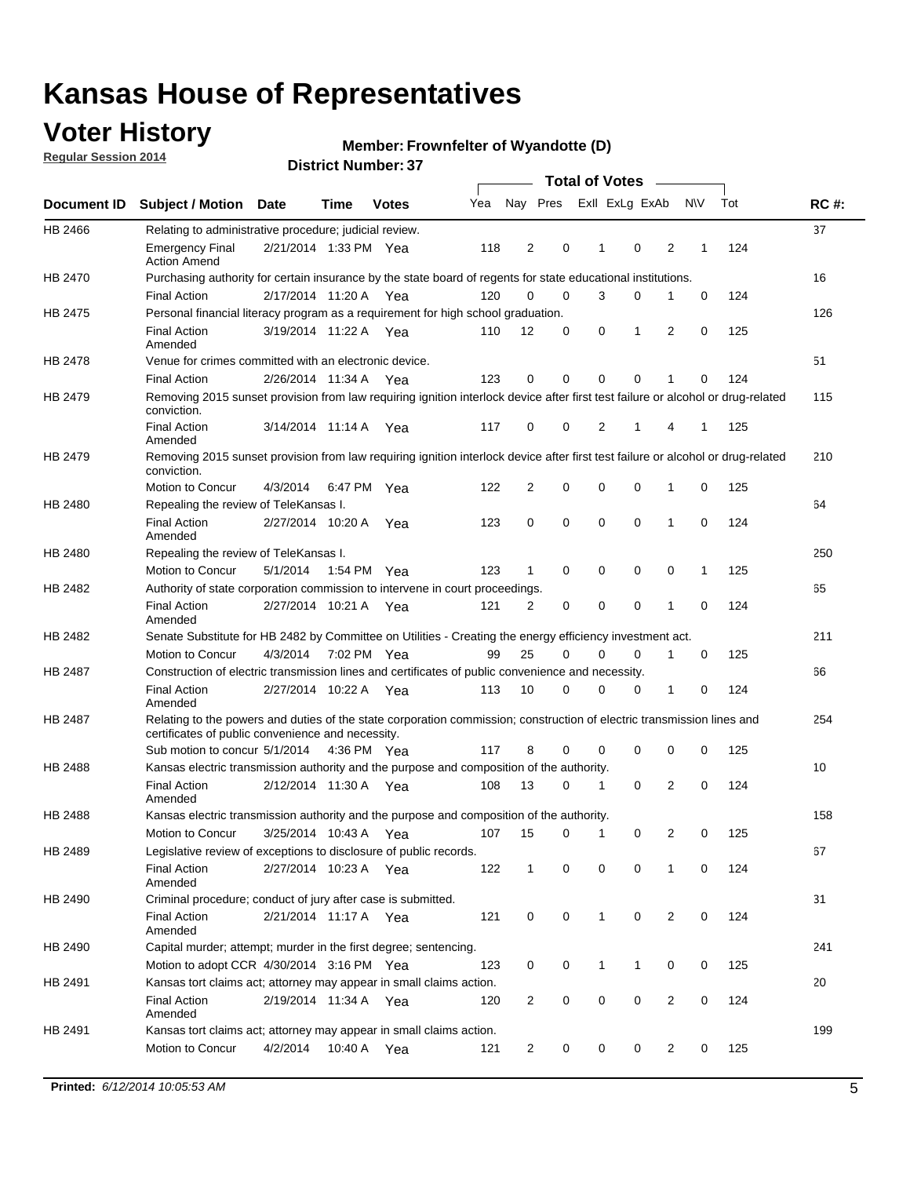# Kansas House of Representatives

## Voter History

**Regular Session 2014**

**Member: Frownfelter of Wyandotte (D)**

**District Number: 37**

| Document ID | Subject / Motion | Date | Time | Votes | Yea | Nay | Pres | ExII | ExLg | ExAb | N\V | Tot | RC #: |
|---|---|---|---|---|---|---|---|---|---|---|---|---|---|
| HB 2466 | Relating to administrative procedure; judicial review. | | | | | | | | | | | | 37 |
| | Emergency Final Action Amend | 2/21/2014 | 1:33 PM | Yea | 118 | 2 | 0 | 1 | 0 | 2 | 1 | 124 | |
| HB 2470 | Purchasing authority for certain insurance by the state board of regents for state educational institutions. | | | | | | | | | | | | 16 |
| | Final Action | 2/17/2014 | 11:20 A | Yea | 120 | 0 | 0 | 3 | 0 | 1 | 0 | 124 | |
| HB 2475 | Personal financial literacy program as a requirement for high school graduation. | | | | | | | | | | | | 126 |
| | Final Action Amended | 3/19/2014 | 11:22 A | Yea | 110 | 12 | 0 | 0 | 1 | 2 | 0 | 125 | |
| HB 2478 | Venue for crimes committed with an electronic device. | | | | | | | | | | | | 51 |
| | Final Action | 2/26/2014 | 11:34 A | Yea | 123 | 0 | 0 | 0 | 0 | 1 | 0 | 124 | |
| HB 2479 | Removing 2015 sunset provision from law requiring ignition interlock device after first test failure or alcohol or drug-related conviction. | | | | | | | | | | | | 115 |
| | Final Action Amended | 3/14/2014 | 11:14 A | Yea | 117 | 0 | 0 | 2 | 1 | 4 | 1 | 125 | |
| HB 2479 | Removing 2015 sunset provision from law requiring ignition interlock device after first test failure or alcohol or drug-related conviction. | | | | | | | | | | | | 210 |
| | Motion to Concur | 4/3/2014 | 6:47 PM | Yea | 122 | 2 | 0 | 0 | 0 | 1 | 0 | 125 | |
| HB 2480 | Repealing the review of TeleKansas I. | | | | | | | | | | | | 64 |
| | Final Action Amended | 2/27/2014 | 10:20 A | Yea | 123 | 0 | 0 | 0 | 0 | 1 | 0 | 124 | |
| HB 2480 | Repealing the review of TeleKansas I. | | | | | | | | | | | | 250 |
| | Motion to Concur | 5/1/2014 | 1:54 PM | Yea | 123 | 1 | 0 | 0 | 0 | 0 | 1 | 125 | |
| HB 2482 | Authority of state corporation commission to intervene in court proceedings. | | | | | | | | | | | | 65 |
| | Final Action Amended | 2/27/2014 | 10:21 A | Yea | 121 | 2 | 0 | 0 | 0 | 1 | 0 | 124 | |
| HB 2482 | Senate Substitute for HB 2482 by Committee on Utilities - Creating the energy efficiency investment act. | | | | | | | | | | | | 211 |
| | Motion to Concur | 4/3/2014 | 7:02 PM | Yea | 99 | 25 | 0 | 0 | 0 | 1 | 0 | 125 | |
| HB 2487 | Construction of electric transmission lines and certificates of public convenience and necessity. | | | | | | | | | | | | 66 |
| | Final Action Amended | 2/27/2014 | 10:22 A | Yea | 113 | 10 | 0 | 0 | 0 | 1 | 0 | 124 | |
| HB 2487 | Relating to the powers and duties of the state corporation commission; construction of electric transmission lines and certificates of public convenience and necessity. | | | | | | | | | | | | 254 |
| | Sub motion to concur | 5/1/2014 | 4:36 PM | Yea | 117 | 8 | 0 | 0 | 0 | 0 | 0 | 125 | |
| HB 2488 | Kansas electric transmission authority and the purpose and composition of the authority. | | | | | | | | | | | | 10 |
| | Final Action Amended | 2/12/2014 | 11:30 A | Yea | 108 | 13 | 0 | 1 | 0 | 2 | 0 | 124 | |
| HB 2488 | Kansas electric transmission authority and the purpose and composition of the authority. | | | | | | | | | | | | 158 |
| | Motion to Concur | 3/25/2014 | 10:43 A | Yea | 107 | 15 | 0 | 1 | 0 | 2 | 0 | 125 | |
| HB 2489 | Legislative review of exceptions to disclosure of public records. | | | | | | | | | | | | 67 |
| | Final Action Amended | 2/27/2014 | 10:23 A | Yea | 122 | 1 | 0 | 0 | 0 | 1 | 0 | 124 | |
| HB 2490 | Criminal procedure; conduct of jury after case is submitted. | | | | | | | | | | | | 31 |
| | Final Action Amended | 2/21/2014 | 11:17 A | Yea | 121 | 0 | 0 | 1 | 0 | 2 | 0 | 124 | |
| HB 2490 | Capital murder; attempt; murder in the first degree; sentencing. | | | | | | | | | | | | 241 |
| | Motion to adopt CCR | 4/30/2014 | 3:16 PM | Yea | 123 | 0 | 0 | 1 | 1 | 0 | 0 | 125 | |
| HB 2491 | Kansas tort claims act; attorney may appear in small claims action. | | | | | | | | | | | | 20 |
| | Final Action Amended | 2/19/2014 | 11:34 A | Yea | 120 | 2 | 0 | 0 | 0 | 2 | 0 | 124 | |
| HB 2491 | Kansas tort claims act; attorney may appear in small claims action. | | | | | | | | | | | | 199 |
| | Motion to Concur | 4/2/2014 | 10:40 A | Yea | 121 | 2 | 0 | 0 | 0 | 2 | 0 | 125 | |

**Printed:** *6/12/2014 10:05:53 AM*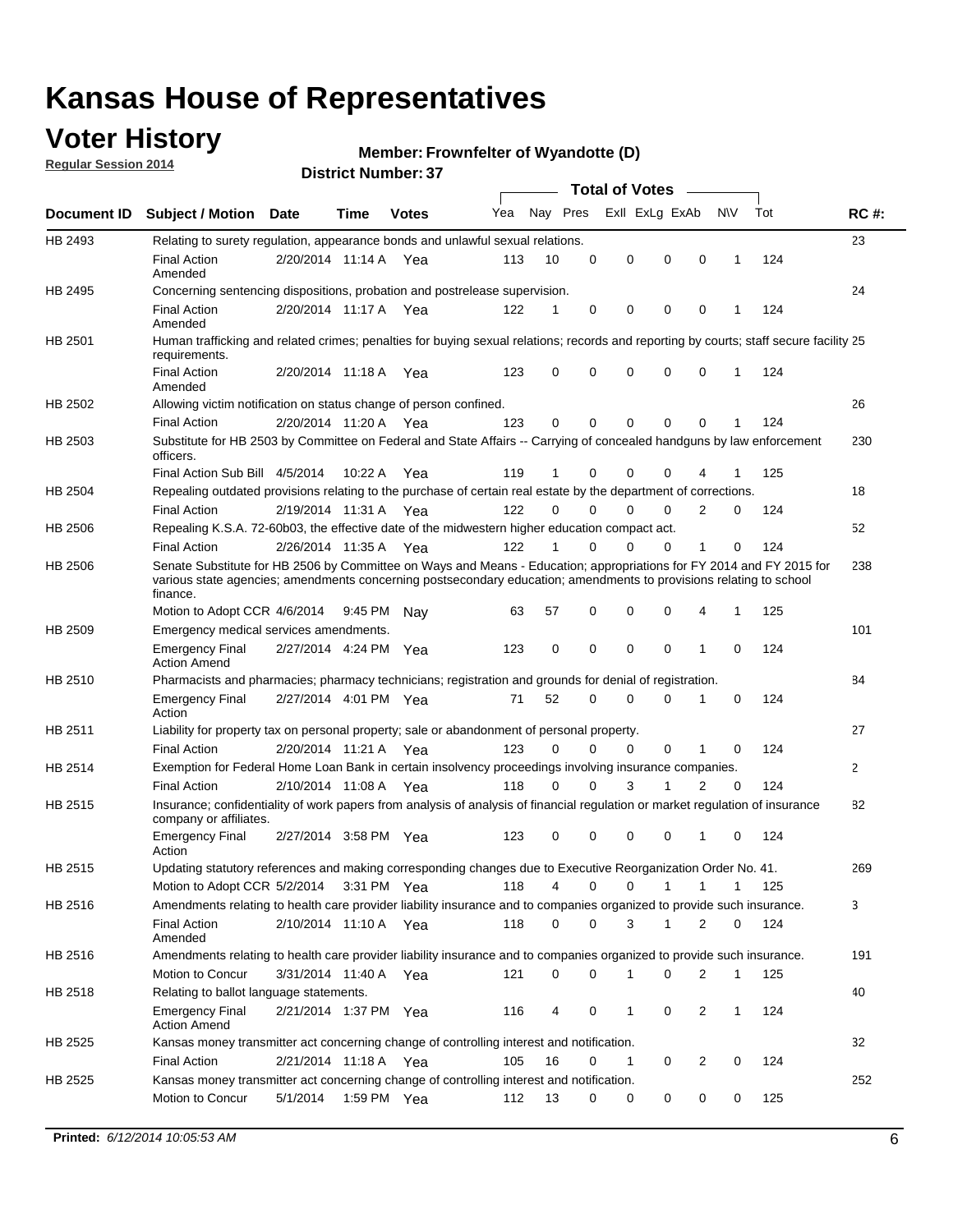# Kansas House of Representatives

## Voter History

**Regular Session 2014**

**Member: Frownfelter of Wyandotte (D)**

**District Number: 37**

| Document ID | Subject / Motion | Date | Time | Votes | Yea | Nay | Pres | ExII | ExLg | ExAb | N\V | Tot | RC #: |
|---|---|---|---|---|---|---|---|---|---|---|---|---|---|
| HB 2493 | Relating to surety regulation, appearance bonds and unlawful sexual relations. | | | | | | | | | | | | 23 |
| | Final Action Amended | 2/20/2014 | 11:14 A | Yea | 113 | 10 | 0 | 0 | 0 | 0 | 1 | 124 | |
| HB 2495 | Concerning sentencing dispositions, probation and postrelease supervision. | | | | | | | | | | | | 24 |
| | Final Action Amended | 2/20/2014 | 11:17 A | Yea | 122 | 1 | 0 | 0 | 0 | 0 | 1 | 124 | |
| HB 2501 | Human trafficking and related crimes; penalties for buying sexual relations; records and reporting by courts; staff secure facility requirements. | | | | | | | | | | | | 25 |
| | Final Action Amended | 2/20/2014 | 11:18 A | Yea | 123 | 0 | 0 | 0 | 0 | 0 | 1 | 124 | |
| HB 2502 | Allowing victim notification on status change of person confined. | | | | | | | | | | | | 26 |
| | Final Action | 2/20/2014 | 11:20 A | Yea | 123 | 0 | 0 | 0 | 0 | 0 | 1 | 124 | |
| HB 2503 | Substitute for HB 2503 by Committee on Federal and State Affairs -- Carrying of concealed handguns by law enforcement officers. | | | | | | | | | | | | 230 |
| | Final Action Sub Bill | 4/5/2014 | 10:22 A | Yea | 119 | 1 | 0 | 0 | 0 | 4 | 1 | 125 | |
| HB 2504 | Repealing outdated provisions relating to the purchase of certain real estate by the department of corrections. | | | | | | | | | | | | 18 |
| | Final Action | 2/19/2014 | 11:31 A | Yea | 122 | 0 | 0 | 0 | 0 | 2 | 0 | 124 | |
| HB 2506 | Repealing K.S.A. 72-60b03, the effective date of the midwestern higher education compact act. | | | | | | | | | | | | 52 |
| | Final Action | 2/26/2014 | 11:35 A | Yea | 122 | 1 | 0 | 0 | 0 | 1 | 0 | 124 | |
| HB 2506 | Senate Substitute for HB 2506 by Committee on Ways and Means - Education; appropriations for FY 2014 and FY 2015 for various state agencies; amendments concerning postsecondary education; amendments to provisions relating to school finance. | | | | | | | | | | | | 238 |
| | Motion to Adopt CCR | 4/6/2014 | 9:45 PM | Nay | 63 | 57 | 0 | 0 | 0 | 4 | 1 | 125 | |
| HB 2509 | Emergency medical services amendments. | | | | | | | | | | | | 101 |
| | Emergency Final Action Amend | 2/27/2014 | 4:24 PM | Yea | 123 | 0 | 0 | 0 | 0 | 1 | 0 | 124 | |
| HB 2510 | Pharmacists and pharmacies; pharmacy technicians; registration and grounds for denial of registration. | | | | | | | | | | | | 84 |
| | Emergency Final Action | 2/27/2014 | 4:01 PM | Yea | 71 | 52 | 0 | 0 | 0 | 1 | 0 | 124 | |
| HB 2511 | Liability for property tax on personal property; sale or abandonment of personal property. | | | | | | | | | | | | 27 |
| | Final Action | 2/20/2014 | 11:21 A | Yea | 123 | 0 | 0 | 0 | 0 | 1 | 0 | 124 | |
| HB 2514 | Exemption for Federal Home Loan Bank in certain insolvency proceedings involving insurance companies. | | | | | | | | | | | | 2 |
| | Final Action | 2/10/2014 | 11:08 A | Yea | 118 | 0 | 0 | 3 | 1 | 2 | 0 | 124 | |
| HB 2515 | Insurance; confidentiality of work papers from analysis of analysis of financial regulation or market regulation of insurance company or affiliates. | | | | | | | | | | | | 82 |
| | Emergency Final Action | 2/27/2014 | 3:58 PM | Yea | 123 | 0 | 0 | 0 | 0 | 1 | 0 | 124 | |
| HB 2515 | Updating statutory references and making corresponding changes due to Executive Reorganization Order No. 41. | | | | | | | | | | | | 269 |
| | Motion to Adopt CCR | 5/2/2014 | 3:31 PM | Yea | 118 | 4 | 0 | 0 | 1 | 1 | 1 | 125 | |
| HB 2516 | Amendments relating to health care provider liability insurance and to companies organized to provide such insurance. | | | | | | | | | | | | 3 |
| | Final Action Amended | 2/10/2014 | 11:10 A | Yea | 118 | 0 | 0 | 3 | 1 | 2 | 0 | 124 | |
| HB 2516 | Amendments relating to health care provider liability insurance and to companies organized to provide such insurance. | | | | | | | | | | | | 191 |
| | Motion to Concur | 3/31/2014 | 11:40 A | Yea | 121 | 0 | 0 | 1 | 0 | 2 | 1 | 125 | |
| HB 2518 | Relating to ballot language statements. | | | | | | | | | | | | 40 |
| | Emergency Final Action Amend | 2/21/2014 | 1:37 PM | Yea | 116 | 4 | 0 | 1 | 0 | 2 | 1 | 124 | |
| HB 2525 | Kansas money transmitter act concerning change of controlling interest and notification. | | | | | | | | | | | | 32 |
| | Final Action | 2/21/2014 | 11:18 A | Yea | 105 | 16 | 0 | 1 | 0 | 2 | 0 | 124 | |
| HB 2525 | Kansas money transmitter act concerning change of controlling interest and notification. | | | | | | | | | | | | 252 |
| | Motion to Concur | 5/1/2014 | 1:59 PM | Yea | 112 | 13 | 0 | 0 | 0 | 0 | 0 | 125 | |

**Printed:** *6/12/2014 10:05:53 AM*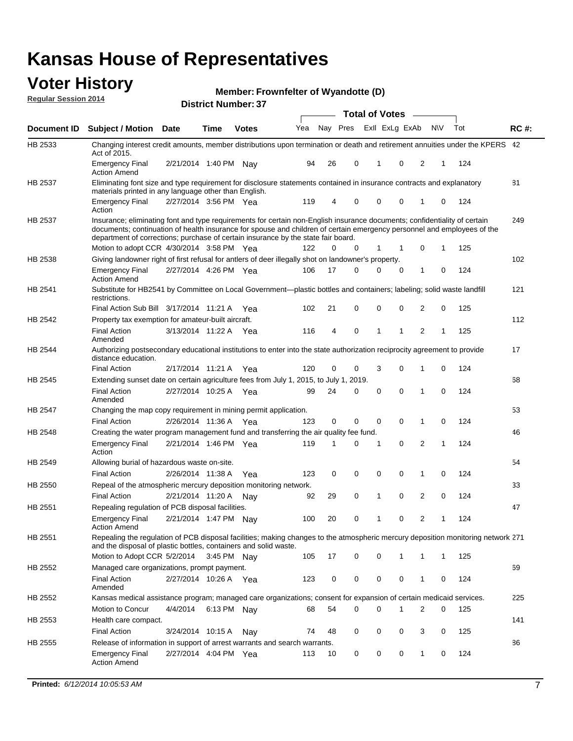# Kansas House of Representatives

## Voter History

**Regular Session 2014**

**Member: Frownfelter of Wyandotte (D)**

**District Number: 37**

| Document ID | Subject / Motion | Date | Time | Votes | Yea | Nay | Pres | ExII | ExLg | ExAb | N\V | Tot | RC #: |
|---|---|---|---|---|---|---|---|---|---|---|---|---|---|
| HB 2533 | Changing interest credit amounts, member distributions upon termination or death and retirement annuities under the KPERS Act of 2015. | | | | | | | | | | | | 42 |
| | Emergency Final Action Amend | 2/21/2014 | 1:40 PM | Nay | 94 | 26 | 0 | 1 | 0 | 2 | 1 | 124 | |
| HB 2537 | Eliminating font size and type requirement for disclosure statements contained in insurance contracts and explanatory materials printed in any language other than English. | | | | | | | | | | | | 81 |
| | Emergency Final Action | 2/27/2014 | 3:56 PM | Yea | 119 | 4 | 0 | 0 | 0 | 1 | 0 | 124 | |
| HB 2537 | Insurance; eliminating font and type requirements for certain non-English insurance documents; confidentiality of certain documents; continuation of health insurance for spouse and children of certain emergency personnel and employees of the department of corrections; purchase of certain insurance by the state fair board. | | | | | | | | | | | | 249 |
| | Motion to adopt CCR | 4/30/2014 | 3:58 PM | Yea | 122 | 0 | 0 | 1 | 1 | 0 | 1 | 125 | |
| HB 2538 | Giving landowner right of first refusal for antlers of deer illegally shot on landowner's property. | | | | | | | | | | | | 102 |
| | Emergency Final Action Amend | 2/27/2014 | 4:26 PM | Yea | 106 | 17 | 0 | 0 | 0 | 1 | 0 | 124 | |
| HB 2541 | Substitute for HB2541 by Committee on Local Government—plastic bottles and containers; labeling; solid waste landfill restrictions. | | | | | | | | | | | | 121 |
| | Final Action Sub Bill | 3/17/2014 | 11:21 A | Yea | 102 | 21 | 0 | 0 | 0 | 2 | 0 | 125 | |
| HB 2542 | Property tax exemption for amateur-built aircraft. | | | | | | | | | | | | 112 |
| | Final Action Amended | 3/13/2014 | 11:22 A | Yea | 116 | 4 | 0 | 1 | 1 | 2 | 1 | 125 | |
| HB 2544 | Authorizing postsecondary educational institutions to enter into the state authorization reciprocity agreement to provide distance education. | | | | | | | | | | | | 17 |
| | Final Action | 2/17/2014 | 11:21 A | Yea | 120 | 0 | 0 | 3 | 0 | 1 | 0 | 124 | |
| HB 2545 | Extending sunset date on certain agriculture fees from July 1, 2015, to July 1, 2019. | | | | | | | | | | | | 68 |
| | Final Action Amended | 2/27/2014 | 10:25 A | Yea | 99 | 24 | 0 | 0 | 0 | 1 | 0 | 124 | |
| HB 2547 | Changing the map copy requirement in mining permit application. | | | | | | | | | | | | 53 |
| | Final Action | 2/26/2014 | 11:36 A | Yea | 123 | 0 | 0 | 0 | 0 | 1 | 0 | 124 | |
| HB 2548 | Creating the water program management fund and transferring the air quality fee fund. | | | | | | | | | | | | 46 |
| | Emergency Final Action | 2/21/2014 | 1:46 PM | Yea | 119 | 1 | 0 | 1 | 0 | 2 | 1 | 124 | |
| HB 2549 | Allowing burial of hazardous waste on-site. | | | | | | | | | | | | 54 |
| | Final Action | 2/26/2014 | 11:38 A | Yea | 123 | 0 | 0 | 0 | 0 | 1 | 0 | 124 | |
| HB 2550 | Repeal of the atmospheric mercury deposition monitoring network. | | | | | | | | | | | | 33 |
| | Final Action | 2/21/2014 | 11:20 A | Nay | 92 | 29 | 0 | 1 | 0 | 2 | 0 | 124 | |
| HB 2551 | Repealing regulation of PCB disposal facilities. | | | | | | | | | | | | 47 |
| | Emergency Final Action Amend | 2/21/2014 | 1:47 PM | Nay | 100 | 20 | 0 | 1 | 0 | 2 | 1 | 124 | |
| HB 2551 | Repealing the regulation of PCB disposal facilities; making changes to the atmospheric mercury deposition monitoring network and the disposal of plastic bottles, containers and solid waste. | | | | | | | | | | | | 271 |
| | Motion to Adopt CCR | 5/2/2014 | 3:45 PM | Nay | 105 | 17 | 0 | 0 | 1 | 1 | 1 | 125 | |
| HB 2552 | Managed care organizations, prompt payment. | | | | | | | | | | | | 69 |
| | Final Action Amended | 2/27/2014 | 10:26 A | Yea | 123 | 0 | 0 | 0 | 0 | 1 | 0 | 124 | |
| HB 2552 | Kansas medical assistance program; managed care organizations; consent for expansion of certain medicaid services. | | | | | | | | | | | | 225 |
| | Motion to Concur | 4/4/2014 | 6:13 PM | Nay | 68 | 54 | 0 | 0 | 1 | 2 | 0 | 125 | |
| HB 2553 | Health care compact. | | | | | | | | | | | | 141 |
| | Final Action | 3/24/2014 | 10:15 A | Nay | 74 | 48 | 0 | 0 | 0 | 3 | 0 | 125 | |
| HB 2555 | Release of information in support of arrest warrants and search warrants. | | | | | | | | | | | | 86 |
| | Emergency Final Action Amend | 2/27/2014 | 4:04 PM | Yea | 113 | 10 | 0 | 0 | 0 | 1 | 0 | 124 | |

**Printed:** *6/12/2014 10:05:53 AM*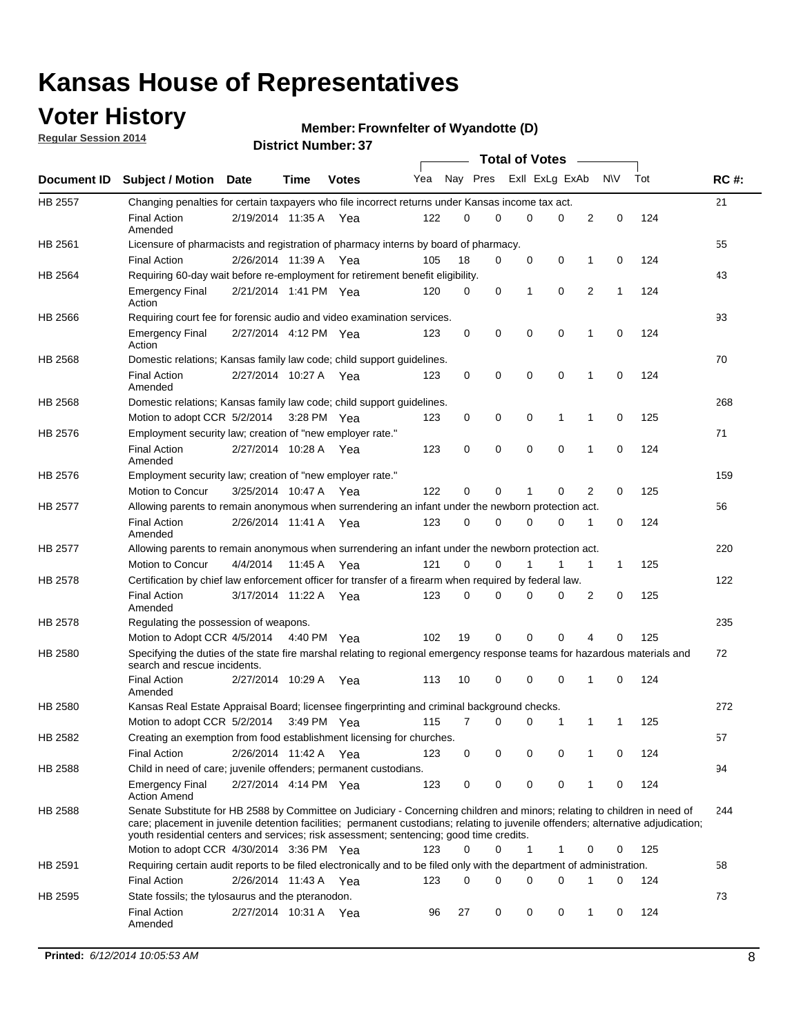# Kansas House of Representatives

## Voter History

**Regular Session 2014**

**Member: Frownfelter of Wyandotte (D)**

**District Number: 37**

| Document ID | Subject / Motion | Date | Time | Votes | Yea | Nay | Pres | ExII | ExLg | ExAb | N\V | Tot | RC #: |
|---|---|---|---|---|---|---|---|---|---|---|---|---|---|
| HB 2557 | Changing penalties for certain taxpayers who file incorrect returns under Kansas income tax act. | | | | | | | | | | | | 21 |
| | Final Action Amended | 2/19/2014 | 11:35 A | Yea | 122 | 0 | 0 | 0 | 0 | 2 | 0 | 124 | |
| HB 2561 | Licensure of pharmacists and registration of pharmacy interns by board of pharmacy. | | | | | | | | | | | | 55 |
| | Final Action | 2/26/2014 | 11:39 A | Yea | 105 | 18 | 0 | 0 | 0 | 1 | 0 | 124 | |
| HB 2564 | Requiring 60-day wait before re-employment for retirement benefit eligibility. | | | | | | | | | | | | 43 |
| | Emergency Final Action | 2/21/2014 | 1:41 PM | Yea | 120 | 0 | 0 | 1 | 0 | 2 | 1 | 124 | |
| HB 2566 | Requiring court fee for forensic audio and video examination services. | | | | | | | | | | | | 93 |
| | Emergency Final Action | 2/27/2014 | 4:12 PM | Yea | 123 | 0 | 0 | 0 | 0 | 1 | 0 | 124 | |
| HB 2568 | Domestic relations; Kansas family law code; child support guidelines. | | | | | | | | | | | | 70 |
| | Final Action Amended | 2/27/2014 | 10:27 A | Yea | 123 | 0 | 0 | 0 | 0 | 1 | 0 | 124 | |
| HB 2568 | Domestic relations; Kansas family law code; child support guidelines. | | | | | | | | | | | | 268 |
| | Motion to adopt CCR | 5/2/2014 | 3:28 PM | Yea | 123 | 0 | 0 | 0 | 1 | 1 | 0 | 125 | |
| HB 2576 | Employment security law; creation of "new employer rate." | | | | | | | | | | | | 71 |
| | Final Action Amended | 2/27/2014 | 10:28 A | Yea | 123 | 0 | 0 | 0 | 0 | 1 | 0 | 124 | |
| HB 2576 | Employment security law; creation of "new employer rate." | | | | | | | | | | | | 159 |
| | Motion to Concur | 3/25/2014 | 10:47 A | Yea | 122 | 0 | 0 | 1 | 0 | 2 | 0 | 125 | |
| HB 2577 | Allowing parents to remain anonymous when surrendering an infant under the newborn protection act. | | | | | | | | | | | | 56 |
| | Final Action Amended | 2/26/2014 | 11:41 A | Yea | 123 | 0 | 0 | 0 | 0 | 1 | 0 | 124 | |
| HB 2577 | Allowing parents to remain anonymous when surrendering an infant under the newborn protection act. | | | | | | | | | | | | 220 |
| | Motion to Concur | 4/4/2014 | 11:45 A | Yea | 121 | 0 | 0 | 1 | 1 | 1 | 1 | 125 | |
| HB 2578 | Certification by chief law enforcement officer for transfer of a firearm when required by federal law. | | | | | | | | | | | | 122 |
| | Final Action Amended | 3/17/2014 | 11:22 A | Yea | 123 | 0 | 0 | 0 | 0 | 2 | 0 | 125 | |
| HB 2578 | Regulating the possession of weapons. | | | | | | | | | | | | 235 |
| | Motion to Adopt CCR | 4/5/2014 | 4:40 PM | Yea | 102 | 19 | 0 | 0 | 0 | 4 | 0 | 125 | |
| HB 2580 | Specifying the duties of the state fire marshal relating to regional emergency response teams for hazardous materials and search and rescue incidents. | | | | | | | | | | | | 72 |
| | Final Action Amended | 2/27/2014 | 10:29 A | Yea | 113 | 10 | 0 | 0 | 0 | 1 | 0 | 124 | |
| HB 2580 | Kansas Real Estate Appraisal Board; licensee fingerprinting and criminal background checks. | | | | | | | | | | | | 272 |
| | Motion to adopt CCR | 5/2/2014 | 3:49 PM | Yea | 115 | 7 | 0 | 0 | 1 | 1 | 1 | 125 | |
| HB 2582 | Creating an exemption from food establishment licensing for churches. | | | | | | | | | | | | 57 |
| | Final Action | 2/26/2014 | 11:42 A | Yea | 123 | 0 | 0 | 0 | 0 | 1 | 0 | 124 | |
| HB 2588 | Child in need of care; juvenile offenders; permanent custodians. | | | | | | | | | | | | 94 |
| | Emergency Final Action Amend | 2/27/2014 | 4:14 PM | Yea | 123 | 0 | 0 | 0 | 0 | 1 | 0 | 124 | |
| HB 2588 | Senate Substitute for HB 2588 by Committee on Judiciary - Concerning children and minors; relating to children in need of care; placement in juvenile detention facilities; permanent custodians; relating to juvenile offenders; alternative adjudication; youth residential centers and services; risk assessment; sentencing; good time credits. | | | | | | | | | | | | 244 |
| | Motion to adopt CCR | 4/30/2014 | 3:36 PM | Yea | 123 | 0 | 0 | 1 | 1 | 0 | 0 | 125 | |
| HB 2591 | Requiring certain audit reports to be filed electronically and to be filed only with the department of administration. | | | | | | | | | | | | 58 |
| | Final Action | 2/26/2014 | 11:43 A | Yea | 123 | 0 | 0 | 0 | 0 | 1 | 0 | 124 | |
| HB 2595 | State fossils; the tylosaurus and the pteranodon. | | | | | | | | | | | | 73 |
| | Final Action Amended | 2/27/2014 | 10:31 A | Yea | 96 | 27 | 0 | 0 | 0 | 1 | 0 | 124 | |

**Printed:** *6/12/2014 10:05:53 AM*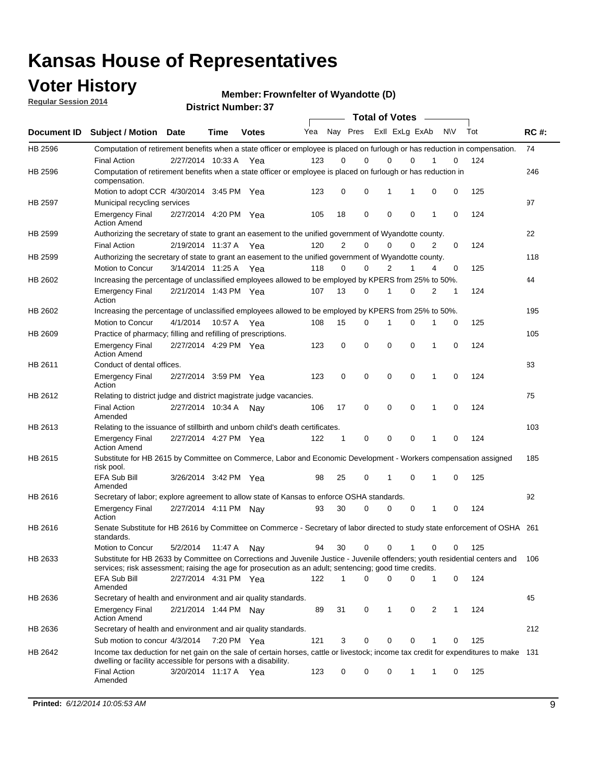# Kansas House of Representatives

## Voter History

**Regular Session 2014**

**Member: Frownfelter of Wyandotte (D)**

**District Number: 37**

| Document ID | Subject / Motion | Date | Time | Votes | Yea | Nay | Pres | ExII | ExLg | ExAb | N\V | Tot | RC #: |
|---|---|---|---|---|---|---|---|---|---|---|---|---|---|
| HB 2596 | Computation of retirement benefits when a state officer or employee is placed on furlough or has reduction in compensation. | | | | | | | | | | | | 74 |
| | Final Action | 2/27/2014 | 10:33 A | Yea | 123 | 0 | 0 | 0 | 0 | 1 | 0 | 124 | |
| HB 2596 | Computation of retirement benefits when a state officer or employee is placed on furlough or has reduction in compensation. | | | | | | | | | | | | 246 |
| | Motion to adopt CCR | 4/30/2014 | 3:45 PM | Yea | 123 | 0 | 0 | 1 | 1 | 0 | 0 | 125 | |
| HB 2597 | Municipal recycling services | | | | | | | | | | | | 97 |
| | Emergency Final Action Amend | 2/27/2014 | 4:20 PM | Yea | 105 | 18 | 0 | 0 | 0 | 1 | 0 | 124 | |
| HB 2599 | Authorizing the secretary of state to grant an easement to the unified government of Wyandotte county. | | | | | | | | | | | | 22 |
| | Final Action | 2/19/2014 | 11:37 A | Yea | 120 | 2 | 0 | 0 | 0 | 2 | 0 | 124 | |
| HB 2599 | Authorizing the secretary of state to grant an easement to the unified government of Wyandotte county. | | | | | | | | | | | | 118 |
| | Motion to Concur | 3/14/2014 | 11:25 A | Yea | 118 | 0 | 0 | 2 | 1 | 4 | 0 | 125 | |
| HB 2602 | Increasing the percentage of unclassified employees allowed to be employed by KPERS from 25% to 50%. | | | | | | | | | | | | 44 |
| | Emergency Final Action | 2/21/2014 | 1:43 PM | Yea | 107 | 13 | 0 | 1 | 0 | 2 | 1 | 124 | |
| HB 2602 | Increasing the percentage of unclassified employees allowed to be employed by KPERS from 25% to 50%. | | | | | | | | | | | | 195 |
| | Motion to Concur | 4/1/2014 | 10:57 A | Yea | 108 | 15 | 0 | 1 | 0 | 1 | 0 | 125 | |
| HB 2609 | Practice of pharmacy; filling and refilling of prescriptions. | | | | | | | | | | | | 105 |
| | Emergency Final Action Amend | 2/27/2014 | 4:29 PM | Yea | 123 | 0 | 0 | 0 | 0 | 1 | 0 | 124 | |
| HB 2611 | Conduct of dental offices. | | | | | | | | | | | | 83 |
| | Emergency Final Action | 2/27/2014 | 3:59 PM | Yea | 123 | 0 | 0 | 0 | 0 | 1 | 0 | 124 | |
| HB 2612 | Relating to district judge and district magistrate judge vacancies. | | | | | | | | | | | | 75 |
| | Final Action Amended | 2/27/2014 | 10:34 A | Nay | 106 | 17 | 0 | 0 | 0 | 1 | 0 | 124 | |
| HB 2613 | Relating to the issuance of stillbirth and unborn child's death certificates. | | | | | | | | | | | | 103 |
| | Emergency Final Action Amend | 2/27/2014 | 4:27 PM | Yea | 122 | 1 | 0 | 0 | 0 | 1 | 0 | 124 | |
| HB 2615 | Substitute for HB 2615 by Committee on Commerce, Labor and Economic Development - Workers compensation assigned risk pool. | | | | | | | | | | | | 185 |
| | EFA Sub Bill Amended | 3/26/2014 | 3:42 PM | Yea | 98 | 25 | 0 | 1 | 0 | 1 | 0 | 125 | |
| HB 2616 | Secretary of labor; explore agreement to allow state of Kansas to enforce OSHA standards. | | | | | | | | | | | | 92 |
| | Emergency Final Action | 2/27/2014 | 4:11 PM | Nay | 93 | 30 | 0 | 0 | 0 | 1 | 0 | 124 | |
| HB 2616 | Senate Substitute for HB 2616 by Committee on Commerce - Secretary of labor directed to study state enforcement of OSHA standards. | | | | | | | | | | | | 261 |
| | Motion to Concur | 5/2/2014 | 11:47 A | Nay | 94 | 30 | 0 | 0 | 1 | 0 | 0 | 125 | |
| HB 2633 | Substitute for HB 2633 by Committee on Corrections and Juvenile Justice - Juvenile offenders; youth residential centers and services; risk assessment; raising the age for prosecution as an adult; sentencing; good time credits. | | | | | | | | | | | | 106 |
| | EFA Sub Bill Amended | 2/27/2014 | 4:31 PM | Yea | 122 | 1 | 0 | 0 | 0 | 1 | 0 | 124 | |
| HB 2636 | Secretary of health and environment and air quality standards. | | | | | | | | | | | | 45 |
| | Emergency Final Action Amend | 2/21/2014 | 1:44 PM | Nay | 89 | 31 | 0 | 1 | 0 | 2 | 1 | 124 | |
| HB 2636 | Secretary of health and environment and air quality standards. | | | | | | | | | | | | 212 |
| | Sub motion to concur | 4/3/2014 | 7:20 PM | Yea | 121 | 3 | 0 | 0 | 0 | 1 | 0 | 125 | |
| HB 2642 | Income tax deduction for net gain on the sale of certain horses, cattle or livestock; income tax credit for expenditures to make dwelling or facility accessible for persons with a disability. | | | | | | | | | | | | 131 |
| | Final Action Amended | 3/20/2014 | 11:17 A | Yea | 123 | 0 | 0 | 0 | 1 | 1 | 0 | 125 | |

**Printed:** *6/12/2014 10:05:53 AM*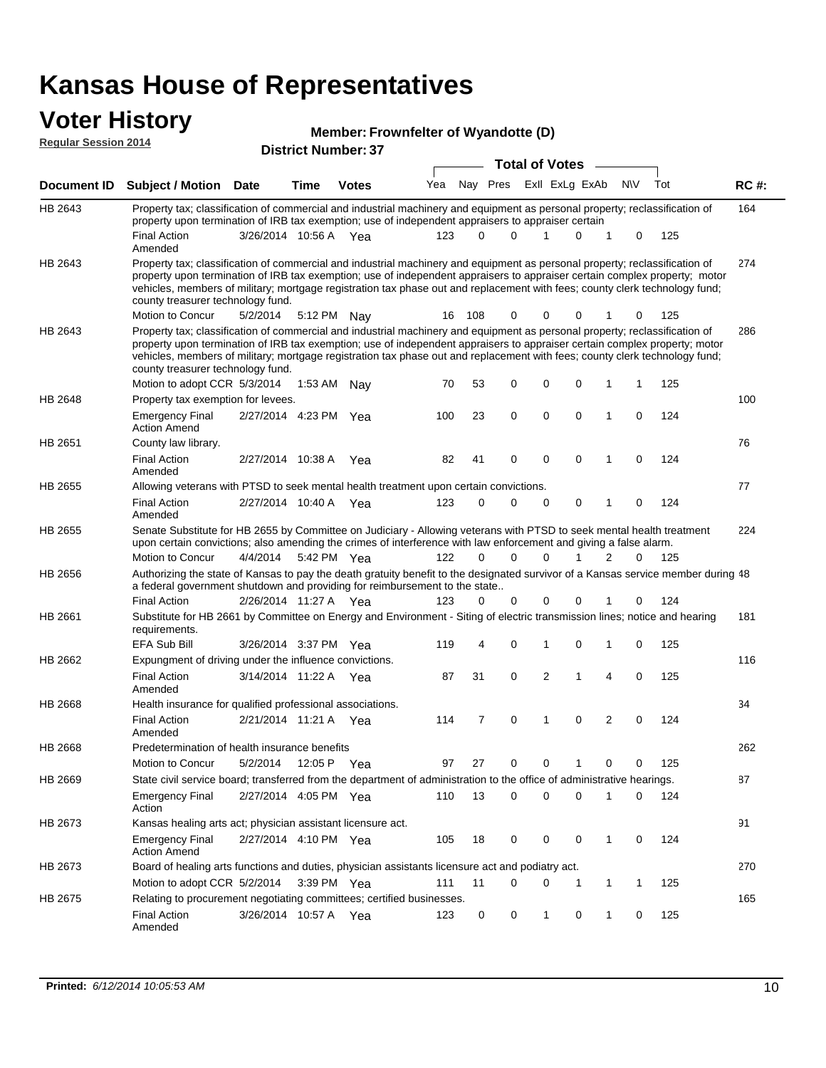# Kansas House of Representatives

## Voter History

**Regular Session 2014**

**Member: Frownfelter of Wyandotte (D)**

**District Number: 37**

| Document ID | Subject / Motion | Date | Time | Votes | Yea | Nay | Pres | ExII | ExLg | ExAb | N\V | Tot | RC #: |
|---|---|---|---|---|---|---|---|---|---|---|---|---|---|
| HB 2643 | Property tax; classification of commercial and industrial machinery and equipment as personal property; reclassification of property upon termination of IRB tax exemption; use of independent appraisers to appraiser certain | | | | | | | | | | | | 164 |
| | Final Action Amended | 3/26/2014 | 10:56 A | Yea | 123 | 0 | 0 | 1 | 0 | 1 | 0 | 125 | |
| HB 2643 | Property tax; classification of commercial and industrial machinery and equipment as personal property; reclassification of property upon termination of IRB tax exemption; use of independent appraisers to appraiser certain complex property; motor vehicles, members of military; mortgage registration tax phase out and replacement with fees; county clerk technology fund; county treasurer technology fund. | | | | | | | | | | | | 274 |
| | Motion to Concur | 5/2/2014 | 5:12 PM | Nay | 16 | 108 | 0 | 0 | 0 | 1 | 0 | 125 | |
| HB 2643 | Property tax; classification of commercial and industrial machinery and equipment as personal property; reclassification of property upon termination of IRB tax exemption; use of independent appraisers to appraiser certain complex property; motor vehicles, members of military; mortgage registration tax phase out and replacement with fees; county clerk technology fund; county treasurer technology fund. | | | | | | | | | | | | 286 |
| | Motion to adopt CCR | 5/3/2014 | 1:53 AM | Nay | 70 | 53 | 0 | 0 | 0 | 1 | 1 | 125 | |
| HB 2648 | Property tax exemption for levees. | | | | | | | | | | | | 100 |
| | Emergency Final Action Amend | 2/27/2014 | 4:23 PM | Yea | 100 | 23 | 0 | 0 | 0 | 1 | 0 | 124 | |
| HB 2651 | County law library. | | | | | | | | | | | | 76 |
| | Final Action Amended | 2/27/2014 | 10:38 A | Yea | 82 | 41 | 0 | 0 | 0 | 1 | 0 | 124 | |
| HB 2655 | Allowing veterans with PTSD to seek mental health treatment upon certain convictions. | | | | | | | | | | | | 77 |
| | Final Action Amended | 2/27/2014 | 10:40 A | Yea | 123 | 0 | 0 | 0 | 0 | 1 | 0 | 124 | |
| HB 2655 | Senate Substitute for HB 2655 by Committee on Judiciary - Allowing veterans with PTSD to seek mental health treatment upon certain convictions; also amending the crimes of interference with law enforcement and giving a false alarm. | | | | | | | | | | | | 224 |
| | Motion to Concur | 4/4/2014 | 5:42 PM | Yea | 122 | 0 | 0 | 0 | 1 | 2 | 0 | 125 | |
| HB 2656 | Authorizing the state of Kansas to pay the death gratuity benefit to the designated survivor of a Kansas service member during a federal government shutdown and providing for reimbursement to the state.. | | | | | | | | | | | | 48 |
| | Final Action | 2/26/2014 | 11:27 A | Yea | 123 | 0 | 0 | 0 | 0 | 1 | 0 | 124 | |
| HB 2661 | Substitute for HB 2661 by Committee on Energy and Environment - Siting of electric transmission lines; notice and hearing requirements. | | | | | | | | | | | | 181 |
| | EFA Sub Bill | 3/26/2014 | 3:37 PM | Yea | 119 | 4 | 0 | 1 | 0 | 1 | 0 | 125 | |
| HB 2662 | Expungment of driving under the influence convictions. | | | | | | | | | | | | 116 |
| | Final Action Amended | 3/14/2014 | 11:22 A | Yea | 87 | 31 | 0 | 2 | 1 | 4 | 0 | 125 | |
| HB 2668 | Health insurance for qualified professional associations. | | | | | | | | | | | | 34 |
| | Final Action Amended | 2/21/2014 | 11:21 A | Yea | 114 | 7 | 0 | 1 | 0 | 2 | 0 | 124 | |
| HB 2668 | Predetermination of health insurance benefits | | | | | | | | | | | | 262 |
| | Motion to Concur | 5/2/2014 | 12:05 P | Yea | 97 | 27 | 0 | 0 | 1 | 0 | 0 | 125 | |
| HB 2669 | State civil service board; transferred from the department of administration to the office of administrative hearings. | | | | | | | | | | | | 87 |
| | Emergency Final Action | 2/27/2014 | 4:05 PM | Yea | 110 | 13 | 0 | 0 | 0 | 1 | 0 | 124 | |
| HB 2673 | Kansas healing arts act; physician assistant licensure act. | | | | | | | | | | | | 91 |
| | Emergency Final Action Amend | 2/27/2014 | 4:10 PM | Yea | 105 | 18 | 0 | 0 | 0 | 1 | 0 | 124 | |
| HB 2673 | Board of healing arts functions and duties, physician assistants licensure act and podiatry act. | | | | | | | | | | | | 270 |
| | Motion to adopt CCR | 5/2/2014 | 3:39 PM | Yea | 111 | 11 | 0 | 0 | 1 | 1 | 1 | 125 | |
| HB 2675 | Relating to procurement negotiating committees; certified businesses. | | | | | | | | | | | | 165 |
| | Final Action Amended | 3/26/2014 | 10:57 A | Yea | 123 | 0 | 0 | 1 | 0 | 1 | 0 | 125 | |

**Printed:** *6/12/2014 10:05:53 AM*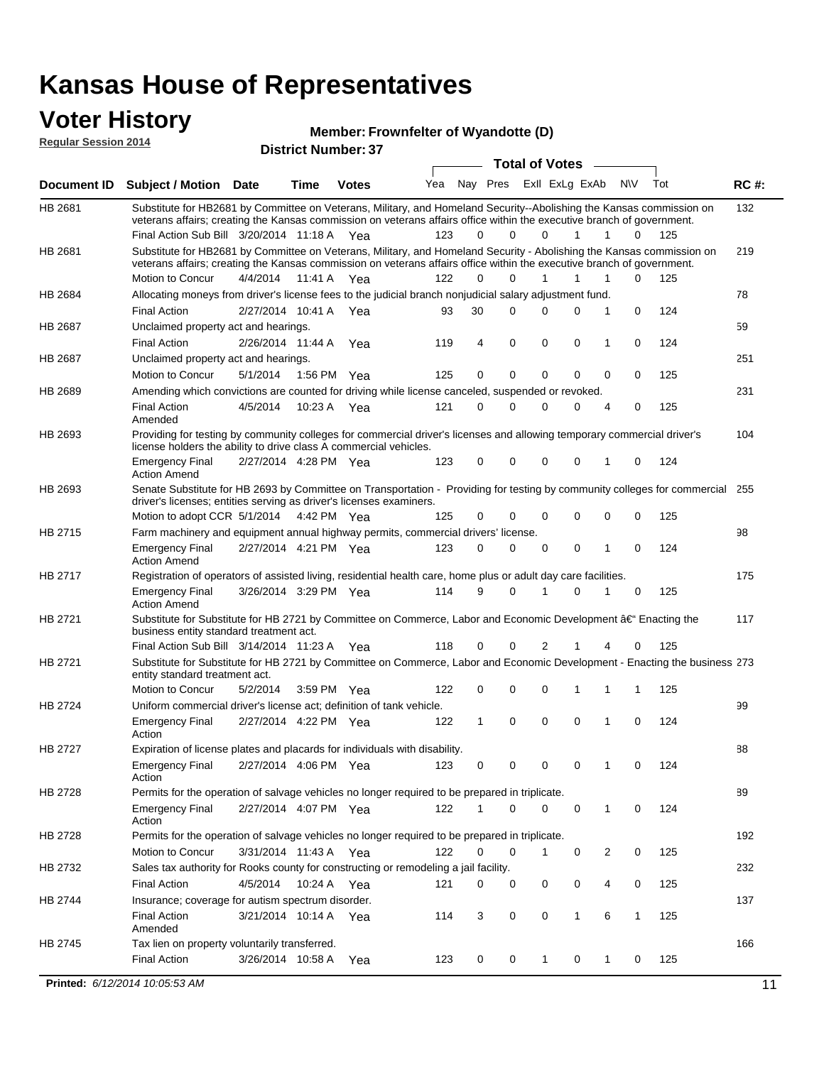# Kansas House of Representatives

## Voter History

**Regular Session 2014**

**Member: Frownfelter of Wyandotte (D)**

**District Number: 37**

| Document ID | Subject / Motion | Date | Time | Votes | Yea | Nay | Pres | ExlI | ExLg | ExAb | N\V | Tot | RC #: |
|---|---|---|---|---|---|---|---|---|---|---|---|---|---|
| HB 2681 | Substitute for HB2681 by Committee on Veterans, Military, and Homeland Security--Abolishing the Kansas commission on veterans affairs; creating the Kansas commission on veterans affairs office within the executive branch of government. | | | | | | | | | | | | 132 |
| | Final Action Sub Bill | 3/20/2014 | 11:18 A | Yea | 123 | 0 | 0 | 0 | 1 | 1 | 0 | 125 | |
| HB 2681 | Substitute for HB2681 by Committee on Veterans, Military, and Homeland Security - Abolishing the Kansas commission on veterans affairs; creating the Kansas commission on veterans affairs office within the executive branch of government. | | | | | | | | | | | | 219 |
| | Motion to Concur | 4/4/2014 | 11:41 A | Yea | 122 | 0 | 0 | 1 | 1 | 1 | 0 | 125 | |
| HB 2684 | Allocating moneys from driver's license fees to the judicial branch nonjudicial salary adjustment fund. | | | | | | | | | | | | 78 |
| | Final Action | 2/27/2014 | 10:41 A | Yea | 93 | 30 | 0 | 0 | 0 | 1 | 0 | 124 | |
| HB 2687 | Unclaimed property act and hearings. | | | | | | | | | | | | 59 |
| | Final Action | 2/26/2014 | 11:44 A | Yea | 119 | 4 | 0 | 0 | 0 | 1 | 0 | 124 | |
| HB 2687 | Unclaimed property act and hearings. | | | | | | | | | | | | 251 |
| | Motion to Concur | 5/1/2014 | 1:56 PM | Yea | 125 | 0 | 0 | 0 | 0 | 0 | 0 | 125 | |
| HB 2689 | Amending which convictions are counted for driving while license canceled, suspended or revoked. | | | | | | | | | | | | 231 |
| | Final Action Amended | 4/5/2014 | 10:23 A | Yea | 121 | 0 | 0 | 0 | 0 | 4 | 0 | 125 | |
| HB 2693 | Providing for testing by community colleges for commercial driver's licenses and allowing temporary commercial driver's license holders the ability to drive class A commercial vehicles. | | | | | | | | | | | | 104 |
| | Emergency Final Action Amend | 2/27/2014 | 4:28 PM | Yea | 123 | 0 | 0 | 0 | 0 | 1 | 0 | 124 | |
| HB 2693 | Senate Substitute for HB 2693 by Committee on Transportation - Providing for testing by community colleges for commercial driver's licenses; entities serving as driver's licenses examiners. | | | | | | | | | | | | 255 |
| | Motion to adopt CCR | 5/1/2014 | 4:42 PM | Yea | 125 | 0 | 0 | 0 | 0 | 0 | 0 | 125 | |
| HB 2715 | Farm machinery and equipment annual highway permits, commercial drivers' license. | | | | | | | | | | | | 98 |
| | Emergency Final Action Amend | 2/27/2014 | 4:21 PM | Yea | 123 | 0 | 0 | 0 | 0 | 1 | 0 | 124 | |
| HB 2717 | Registration of operators of assisted living, residential health care, home plus or adult day care facilities. | | | | | | | | | | | | 175 |
| | Emergency Final Action Amend | 3/26/2014 | 3:29 PM | Yea | 114 | 9 | 0 | 1 | 0 | 1 | 0 | 125 | |
| HB 2721 | Substitute for Substitute for HB 2721 by Committee on Commerce, Labor and Economic Development â€" Enacting the business entity standard treatment act. | | | | | | | | | | | | 117 |
| | Final Action Sub Bill | 3/14/2014 | 11:23 A | Yea | 118 | 0 | 0 | 2 | 1 | 4 | 0 | 125 | |
| HB 2721 | Substitute for Substitute for HB 2721 by Committee on Commerce, Labor and Economic Development - Enacting the business entity standard treatment act. | | | | | | | | | | | | 273 |
| | Motion to Concur | 5/2/2014 | 3:59 PM | Yea | 122 | 0 | 0 | 0 | 1 | 1 | 1 | 125 | |
| HB 2724 | Uniform commercial driver's license act; definition of tank vehicle. | | | | | | | | | | | | 99 |
| | Emergency Final Action | 2/27/2014 | 4:22 PM | Yea | 122 | 1 | 0 | 0 | 0 | 1 | 0 | 124 | |
| HB 2727 | Expiration of license plates and placards for individuals with disability. | | | | | | | | | | | | 88 |
| | Emergency Final Action | 2/27/2014 | 4:06 PM | Yea | 123 | 0 | 0 | 0 | 0 | 1 | 0 | 124 | |
| HB 2728 | Permits for the operation of salvage vehicles no longer required to be prepared in triplicate. | | | | | | | | | | | | 89 |
| | Emergency Final Action | 2/27/2014 | 4:07 PM | Yea | 122 | 1 | 0 | 0 | 0 | 1 | 0 | 124 | |
| HB 2728 | Permits for the operation of salvage vehicles no longer required to be prepared in triplicate. | | | | | | | | | | | | 192 |
| | Motion to Concur | 3/31/2014 | 11:43 A | Yea | 122 | 0 | 0 | 1 | 0 | 2 | 0 | 125 | |
| HB 2732 | Sales tax authority for Rooks county for constructing or remodeling a jail facility. | | | | | | | | | | | | 232 |
| | Final Action | 4/5/2014 | 10:24 A | Yea | 121 | 0 | 0 | 0 | 0 | 4 | 0 | 125 | |
| HB 2744 | Insurance; coverage for autism spectrum disorder. | | | | | | | | | | | | 137 |
| | Final Action Amended | 3/21/2014 | 10:14 A | Yea | 114 | 3 | 0 | 0 | 1 | 6 | 1 | 125 | |
| HB 2745 | Tax lien on property voluntarily transferred. | | | | | | | | | | | | 166 |
| | Final Action | 3/26/2014 | 10:58 A | Yea | 123 | 0 | 0 | 1 | 0 | 1 | 0 | 125 | |

**Printed:** *6/12/2014 10:05:53 AM*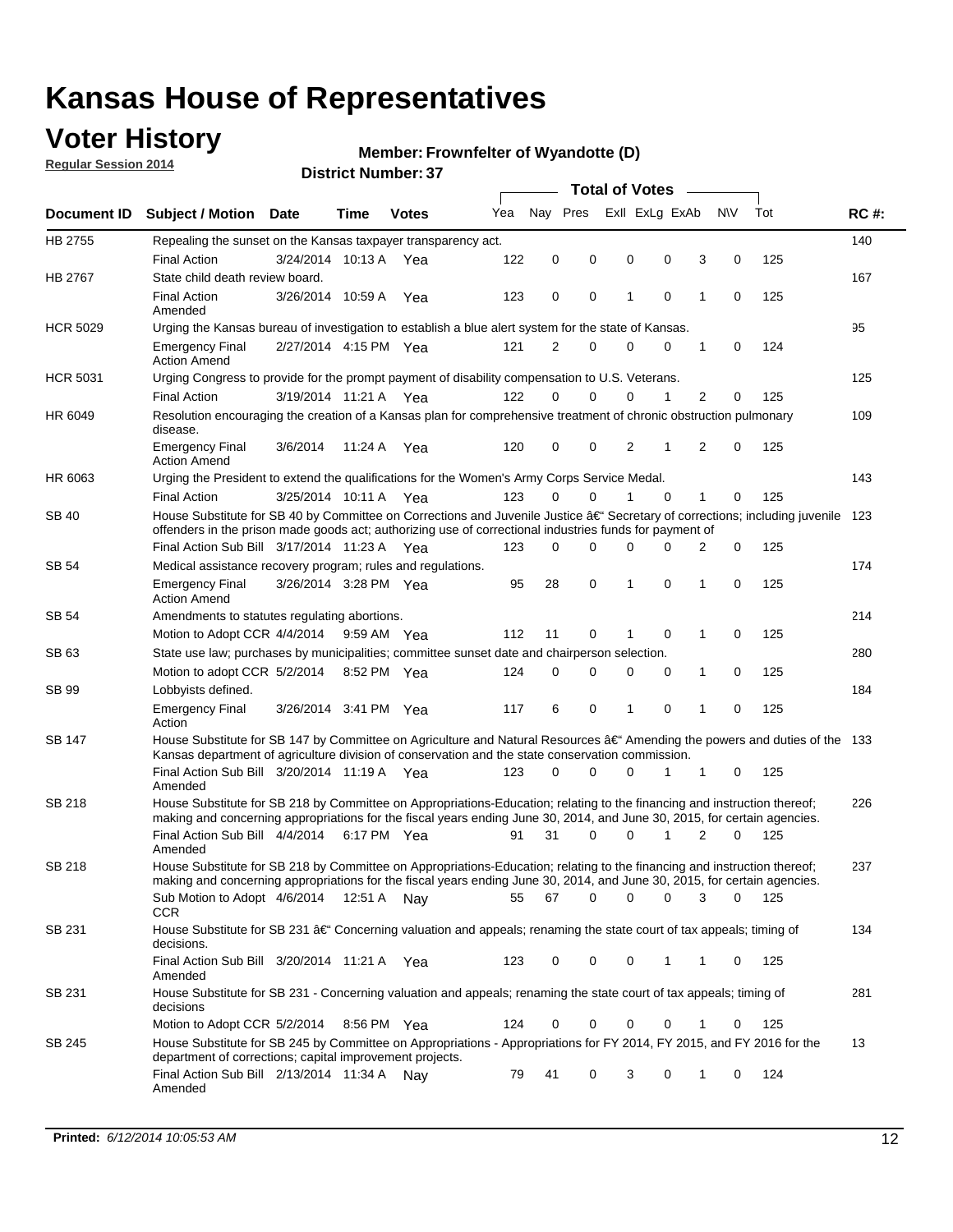# Kansas House of Representatives

## Voter History

**Regular Session 2014**

**Member: Frownfelter of Wyandotte (D)**

**District Number: 37**

| Document ID | Subject / Motion | Date | Time | Votes | Yea | Nay | Pres | ExlI | ExLg | ExAb | N\V | Tot | RC #: |
|---|---|---|---|---|---|---|---|---|---|---|---|---|---|
| HB 2755 | Repealing the sunset on the Kansas taxpayer transparency act. | | | | | | | | | | | | 140 |
| | Final Action | 3/24/2014 | 10:13 A | Yea | 122 | 0 | 0 | 0 | 0 | 3 | 0 | 125 | |
| HB 2767 | State child death review board. | | | | | | | | | | | | 167 |
| | Final Action Amended | 3/26/2014 | 10:59 A | Yea | 123 | 0 | 0 | 1 | 0 | 1 | 0 | 125 | |
| HCR 5029 | Urging the Kansas bureau of investigation to establish a blue alert system for the state of Kansas. | | | | | | | | | | | | 95 |
| | Emergency Final Action Amend | 2/27/2014 | 4:15 PM | Yea | 121 | 2 | 0 | 0 | 0 | 1 | 0 | 124 | |
| HCR 5031 | Urging Congress to provide for the prompt payment of disability compensation to U.S. Veterans. | | | | | | | | | | | | 125 |
| | Final Action | 3/19/2014 | 11:21 A | Yea | 122 | 0 | 0 | 0 | 1 | 2 | 0 | 125 | |
| HR 6049 | Resolution encouraging the creation of a Kansas plan for comprehensive treatment of chronic obstruction pulmonary disease. | | | | | | | | | | | | 109 |
| | Emergency Final Action Amend | 3/6/2014 | 11:24 A | Yea | 120 | 0 | 0 | 2 | 1 | 2 | 0 | 125 | |
| HR 6063 | Urging the President to extend the qualifications for the Women's Army Corps Service Medal. | | | | | | | | | | | | 143 |
| | Final Action | 3/25/2014 | 10:11 A | Yea | 123 | 0 | 0 | 1 | 0 | 1 | 0 | 125 | |
| SB 40 | House Substitute for SB 40 by Committee on Corrections and Juvenile Justice â€" Secretary of corrections; including juvenile offenders in the prison made goods act; authorizing use of correctional industries funds for payment of | | | | | | | | | | | | 123 |
| | Final Action Sub Bill | 3/17/2014 | 11:23 A | Yea | 123 | 0 | 0 | 0 | 0 | 2 | 0 | 125 | |
| SB 54 | Medical assistance recovery program; rules and regulations. | | | | | | | | | | | | 174 |
| | Emergency Final Action Amend | 3/26/2014 | 3:28 PM | Yea | 95 | 28 | 0 | 1 | 0 | 1 | 0 | 125 | |
| SB 54 | Amendments to statutes regulating abortions. | | | | | | | | | | | | 214 |
| | Motion to Adopt CCR | 4/4/2014 | 9:59 AM | Yea | 112 | 11 | 0 | 1 | 0 | 1 | 0 | 125 | |
| SB 63 | State use law; purchases by municipalities; committee sunset date and chairperson selection. | | | | | | | | | | | | 280 |
| | Motion to adopt CCR | 5/2/2014 | 8:52 PM | Yea | 124 | 0 | 0 | 0 | 0 | 1 | 0 | 125 | |
| SB 99 | Lobbyists defined. | | | | | | | | | | | | 184 |
| | Emergency Final Action | 3/26/2014 | 3:41 PM | Yea | 117 | 6 | 0 | 1 | 0 | 1 | 0 | 125 | |
| SB 147 | House Substitute for SB 147 by Committee on Agriculture and Natural Resources â€" Amending the powers and duties of the Kansas department of agriculture division of conservation and the state conservation commission. | | | | | | | | | | | | 133 |
| | Final Action Sub Bill Amended | 3/20/2014 | 11:19 A | Yea | 123 | 0 | 0 | 0 | 1 | 1 | 0 | 125 | |
| SB 218 | House Substitute for SB 218 by Committee on Appropriations-Education; relating to the financing and instruction thereof; making and concerning appropriations for the fiscal years ending June 30, 2014, and June 30, 2015, for certain agencies. | | | | | | | | | | | | 226 |
| | Final Action Sub Bill Amended | 4/4/2014 | 6:17 PM | Yea | 91 | 31 | 0 | 0 | 1 | 2 | 0 | 125 | |
| SB 218 | House Substitute for SB 218 by Committee on Appropriations-Education; relating to the financing and instruction thereof; making and concerning appropriations for the fiscal years ending June 30, 2014, and June 30, 2015, for certain agencies. | | | | | | | | | | | | 237 |
| | Sub Motion to Adopt CCR | 4/6/2014 | 12:51 A | Nay | 55 | 67 | 0 | 0 | 0 | 3 | 0 | 125 | |
| SB 231 | House Substitute for SB 231 â€" Concerning valuation and appeals; renaming the state court of tax appeals; timing of decisions. | | | | | | | | | | | | 134 |
| | Final Action Sub Bill Amended | 3/20/2014 | 11:21 A | Yea | 123 | 0 | 0 | 0 | 1 | 1 | 0 | 125 | |
| SB 231 | House Substitute for SB 231 - Concerning valuation and appeals; renaming the state court of tax appeals; timing of decisions | | | | | | | | | | | | 281 |
| | Motion to Adopt CCR | 5/2/2014 | 8:56 PM | Yea | 124 | 0 | 0 | 0 | 0 | 1 | 0 | 125 | |
| SB 245 | House Substitute for SB 245 by Committee on Appropriations - Appropriations for FY 2014, FY 2015, and FY 2016 for the department of corrections; capital improvement projects. | | | | | | | | | | | | 13 |
| | Final Action Sub Bill Amended | 2/13/2014 | 11:34 A | Nay | 79 | 41 | 0 | 3 | 0 | 1 | 0 | 124 | |

**Printed:** *6/12/2014 10:05:53 AM*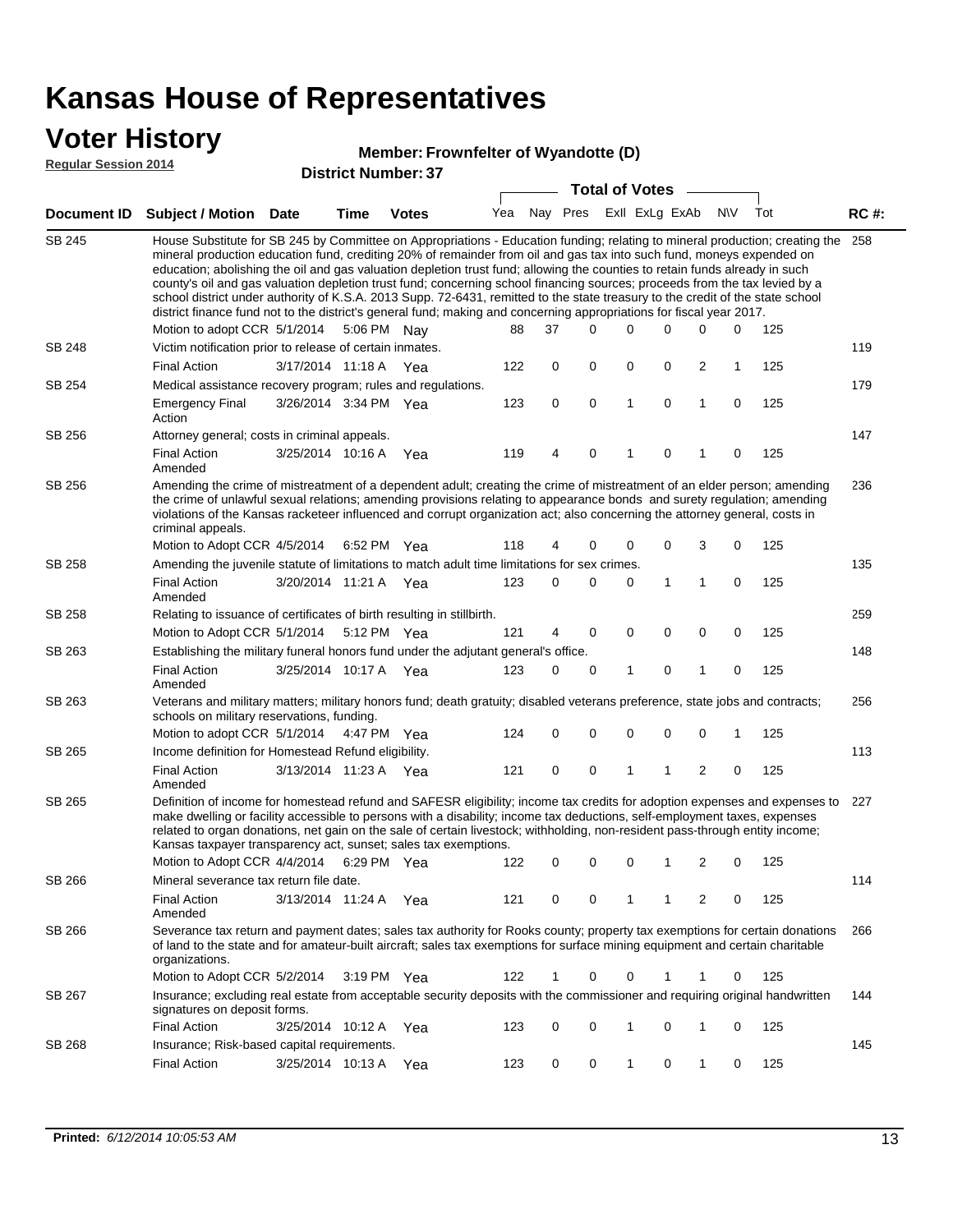# Kansas House of Representatives

## Voter History

**Regular Session 2014**

**Member: Frownfelter of Wyandotte (D)**

**District Number: 37**

| Document ID | Subject / Motion | Date | Time | Votes | Yea | Nay | Pres | ExII | ExLg | ExAb | N\V | Tot | RC #: |
|---|---|---|---|---|---|---|---|---|---|---|---|---|---|
| SB 245 | House Substitute for SB 245 by Committee on Appropriations - Education funding; relating to mineral production; creating the mineral production education fund, crediting 20% of remainder from oil and gas tax into such fund, moneys expended on education; abolishing the oil and gas valuation depletion trust fund; allowing the counties to retain funds already in such county's oil and gas valuation depletion trust fund; concerning school financing sources; proceeds from the tax levied by a school district under authority of K.S.A. 2013 Supp. 72-6431, remitted to the state treasury to the credit of the state school district finance fund not to the district's general fund; making and concerning appropriations for fiscal year 2017. | | | | | | | | | | | | 258 |
| | Motion to adopt CCR | 5/1/2014 | 5:06 PM | Nay | 88 | 37 | 0 | 0 | 0 | 0 | 0 | 125 | |
| SB 248 | Victim notification prior to release of certain inmates. | | | | | | | | | | | | 119 |
| | Final Action | 3/17/2014 | 11:18 A | Yea | 122 | 0 | 0 | 0 | 0 | 2 | 1 | 125 | |
| SB 254 | Medical assistance recovery program; rules and regulations. | | | | | | | | | | | | 179 |
| | Emergency Final Action | 3/26/2014 | 3:34 PM | Yea | 123 | 0 | 0 | 1 | 0 | 1 | 0 | 125 | |
| SB 256 | Attorney general; costs in criminal appeals. | | | | | | | | | | | | 147 |
| | Final Action Amended | 3/25/2014 | 10:16 A | Yea | 119 | 4 | 0 | 1 | 0 | 1 | 0 | 125 | |
| SB 256 | Amending the crime of mistreatment of a dependent adult; creating the crime of mistreatment of an elder person; amending the crime of unlawful sexual relations; amending provisions relating to appearance bonds and surety regulation; amending violations of the Kansas racketeer influenced and corrupt organization act; also concerning the attorney general, costs in criminal appeals. | | | | | | | | | | | | 236 |
| | Motion to Adopt CCR | 4/5/2014 | 6:52 PM | Yea | 118 | 4 | 0 | 0 | 0 | 3 | 0 | 125 | |
| SB 258 | Amending the juvenile statute of limitations to match adult time limitations for sex crimes. | | | | | | | | | | | | 135 |
| | Final Action Amended | 3/20/2014 | 11:21 A | Yea | 123 | 0 | 0 | 0 | 1 | 1 | 0 | 125 | |
| SB 258 | Relating to issuance of certificates of birth resulting in stillbirth. | | | | | | | | | | | | 259 |
| | Motion to Adopt CCR | 5/1/2014 | 5:12 PM | Yea | 121 | 4 | 0 | 0 | 0 | 0 | 0 | 125 | |
| SB 263 | Establishing the military funeral honors fund under the adjutant general's office. | | | | | | | | | | | | 148 |
| | Final Action Amended | 3/25/2014 | 10:17 A | Yea | 123 | 0 | 0 | 1 | 0 | 1 | 0 | 125 | |
| SB 263 | Veterans and military matters; military honors fund; death gratuity; disabled veterans preference, state jobs and contracts; schools on military reservations, funding. | | | | | | | | | | | | 256 |
| | Motion to adopt CCR | 5/1/2014 | 4:47 PM | Yea | 124 | 0 | 0 | 0 | 0 | 0 | 1 | 125 | |
| SB 265 | Income definition for Homestead Refund eligibility. | | | | | | | | | | | | 113 |
| | Final Action Amended | 3/13/2014 | 11:23 A | Yea | 121 | 0 | 0 | 1 | 1 | 2 | 0 | 125 | |
| SB 265 | Definition of income for homestead refund and SAFESR eligibility; income tax credits for adoption expenses and expenses to make dwelling or facility accessible to persons with a disability; income tax deductions, self-employment taxes, expenses related to organ donations, net gain on the sale of certain livestock; withholding, non-resident pass-through entity income; Kansas taxpayer transparency act, sunset; sales tax exemptions. | | | | | | | | | | | | 227 |
| | Motion to Adopt CCR | 4/4/2014 | 6:29 PM | Yea | 122 | 0 | 0 | 0 | 1 | 2 | 0 | 125 | |
| SB 266 | Mineral severance tax return file date. | | | | | | | | | | | | 114 |
| | Final Action Amended | 3/13/2014 | 11:24 A | Yea | 121 | 0 | 0 | 1 | 1 | 2 | 0 | 125 | |
| SB 266 | Severance tax return and payment dates; sales tax authority for Rooks county; property tax exemptions for certain donations of land to the state and for amateur-built aircraft; sales tax exemptions for surface mining equipment and certain charitable organizations. | | | | | | | | | | | | 266 |
| | Motion to Adopt CCR | 5/2/2014 | 3:19 PM | Yea | 122 | 1 | 0 | 0 | 1 | 1 | 0 | 125 | |
| SB 267 | Insurance; excluding real estate from acceptable security deposits with the commissioner and requiring original handwritten signatures on deposit forms. | | | | | | | | | | | | 144 |
| | Final Action | 3/25/2014 | 10:12 A | Yea | 123 | 0 | 0 | 1 | 0 | 1 | 0 | 125 | |
| SB 268 | Insurance; Risk-based capital requirements. | | | | | | | | | | | | 145 |
| | Final Action | 3/25/2014 | 10:13 A | Yea | 123 | 0 | 0 | 1 | 0 | 1 | 0 | 125 | |

**Printed:** *6/12/2014 10:05:53 AM*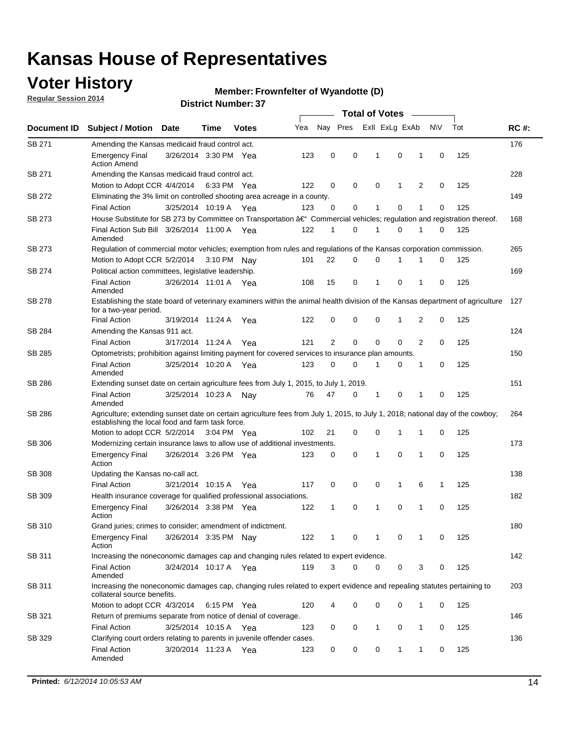# Kansas House of Representatives

## Voter History

**Regular Session 2014**

**Member: Frownfelter of Wyandotte (D)**

**District Number: 37**

| Document ID | Subject / Motion | Date | Time | Votes | Yea | Nay | Pres | ExII | ExLg | ExAb | N\V | Tot | RC #: |
|---|---|---|---|---|---|---|---|---|---|---|---|---|---|
| SB 271 | Amending the Kansas medicaid fraud control act. | | | | | | | | | | | | 176 |
| | Emergency Final Action Amend | 3/26/2014 | 3:30 PM | Yea | 123 | 0 | 0 | 1 | 0 | 1 | 0 | 125 | |
| SB 271 | Amending the Kansas medicaid fraud control act. | | | | | | | | | | | | 228 |
| | Motion to Adopt CCR | 4/4/2014 | 6:33 PM | Yea | 122 | 0 | 0 | 0 | 1 | 2 | 0 | 125 | |
| SB 272 | Eliminating the 3% limit on controlled shooting area acreage in a county. | | | | | | | | | | | | 149 |
| | Final Action | 3/25/2014 | 10:19 A | Yea | 123 | 0 | 0 | 1 | 0 | 1 | 0 | 125 | |
| SB 273 | House Substitute for SB 273 by Committee on Transportation â€“ Commercial vehicles; regulation and registration thereof. | | | | | | | | | | | | 168 |
| | Final Action Sub Bill Amended | 3/26/2014 | 11:00 A | Yea | 122 | 1 | 0 | 1 | 0 | 1 | 0 | 125 | |
| SB 273 | Regulation of commercial motor vehicles; exemption from rules and regulations of the Kansas corporation commission. | | | | | | | | | | | | 265 |
| | Motion to Adopt CCR | 5/2/2014 | 3:10 PM | Nay | 101 | 22 | 0 | 0 | 1 | 1 | 0 | 125 | |
| SB 274 | Political action committees, legislative leadership. | | | | | | | | | | | | 169 |
| | Final Action Amended | 3/26/2014 | 11:01 A | Yea | 108 | 15 | 0 | 1 | 0 | 1 | 0 | 125 | |
| SB 278 | Establishing the state board of veterinary examiners within the animal health division of the Kansas department of agriculture for a two-year period. | | | | | | | | | | | | 127 |
| | Final Action | 3/19/2014 | 11:24 A | Yea | 122 | 0 | 0 | 0 | 1 | 2 | 0 | 125 | |
| SB 284 | Amending the Kansas 911 act. | | | | | | | | | | | | 124 |
| | Final Action | 3/17/2014 | 11:24 A | Yea | 121 | 2 | 0 | 0 | 0 | 2 | 0 | 125 | |
| SB 285 | Optometrists; prohibition against limiting payment for covered services to insurance plan amounts. | | | | | | | | | | | | 150 |
| | Final Action Amended | 3/25/2014 | 10:20 A | Yea | 123 | 0 | 0 | 1 | 0 | 1 | 0 | 125 | |
| SB 286 | Extending sunset date on certain agriculture fees from July 1, 2015, to July 1, 2019. | | | | | | | | | | | | 151 |
| | Final Action Amended | 3/25/2014 | 10:23 A | Nay | 76 | 47 | 0 | 1 | 0 | 1 | 0 | 125 | |
| SB 286 | Agriculture; extending sunset date on certain agriculture fees from July 1, 2015, to July 1, 2018; national day of the cowboy; establishing the local food and farm task force. | | | | | | | | | | | | 264 |
| | Motion to adopt CCR | 5/2/2014 | 3:04 PM | Yea | 102 | 21 | 0 | 0 | 1 | 1 | 0 | 125 | |
| SB 306 | Modernizing certain insurance laws to allow use of additional investments. | | | | | | | | | | | | 173 |
| | Emergency Final Action | 3/26/2014 | 3:26 PM | Yea | 123 | 0 | 0 | 1 | 0 | 1 | 0 | 125 | |
| SB 308 | Updating the Kansas no-call act. | | | | | | | | | | | | 138 |
| | Final Action | 3/21/2014 | 10:15 A | Yea | 117 | 0 | 0 | 0 | 1 | 6 | 1 | 125 | |
| SB 309 | Health insurance coverage for qualified professional associations. | | | | | | | | | | | | 182 |
| | Emergency Final Action | 3/26/2014 | 3:38 PM | Yea | 122 | 1 | 0 | 1 | 0 | 1 | 0 | 125 | |
| SB 310 | Grand juries; crimes to consider; amendment of indictment. | | | | | | | | | | | | 180 |
| | Emergency Final Action | 3/26/2014 | 3:35 PM | Nay | 122 | 1 | 0 | 1 | 0 | 1 | 0 | 125 | |
| SB 311 | Increasing the noneconomic damages cap and changing rules related to expert evidence. | | | | | | | | | | | | 142 |
| | Final Action Amended | 3/24/2014 | 10:17 A | Yea | 119 | 3 | 0 | 0 | 0 | 3 | 0 | 125 | |
| SB 311 | Increasing the noneconomic damages cap, changing rules related to expert evidence and repealing statutes pertaining to collateral source benefits. | | | | | | | | | | | | 203 |
| | Motion to adopt CCR | 4/3/2014 | 6:15 PM | Yea | 120 | 4 | 0 | 0 | 0 | 1 | 0 | 125 | |
| SB 321 | Return of premiums separate from notice of denial of coverage. | | | | | | | | | | | | 146 |
| | Final Action | 3/25/2014 | 10:15 A | Yea | 123 | 0 | 0 | 1 | 0 | 1 | 0 | 125 | |
| SB 329 | Clarifying court orders relating to parents in juvenile offender cases. | | | | | | | | | | | | 136 |
| | Final Action Amended | 3/20/2014 | 11:23 A | Yea | 123 | 0 | 0 | 0 | 1 | 1 | 0 | 125 | |

**Printed:** *6/12/2014 10:05:53 AM*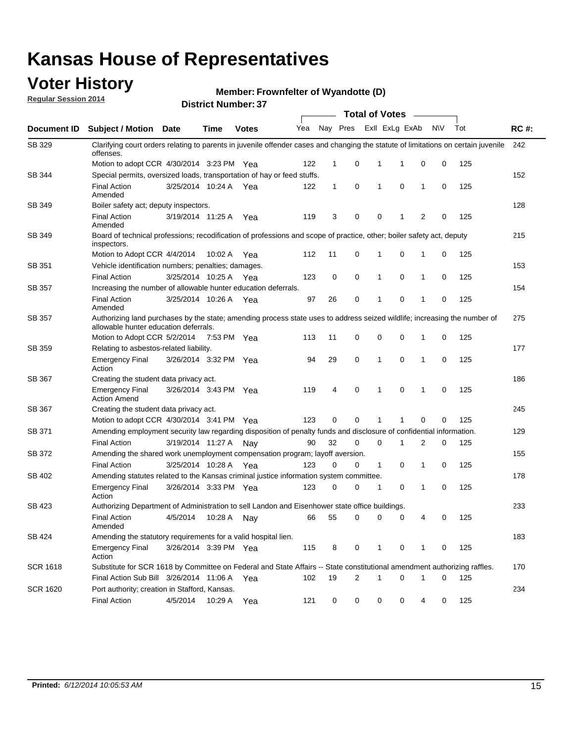# Kansas House of Representatives

## Voter History

**Regular Session 2014**

**Member: Frownfelter of Wyandotte (D)**

**District Number: 37**

| Document ID | Subject / Motion | Date | Time | Votes | Yea | Nay | Pres | ExII | ExLg | ExAb | N\V | Tot | RC #: |
|---|---|---|---|---|---|---|---|---|---|---|---|---|---|
| SB 329 | Clarifying court orders relating to parents in juvenile offender cases and changing the statute of limitations on certain juvenile offenses. | | | | | | | | | | | | 242 |
| | Motion to adopt CCR | 4/30/2014 | 3:23 PM | Yea | 122 | 1 | 0 | 1 | 1 | 0 | 0 | 125 | |
| SB 344 | Special permits, oversized loads, transportation of hay or feed stuffs. | | | | | | | | | | | | 152 |
| | Final Action Amended | 3/25/2014 | 10:24 A | Yea | 122 | 1 | 0 | 1 | 0 | 1 | 0 | 125 | |
| SB 349 | Boiler safety act; deputy inspectors. | | | | | | | | | | | | 128 |
| | Final Action Amended | 3/19/2014 | 11:25 A | Yea | 119 | 3 | 0 | 0 | 1 | 2 | 0 | 125 | |
| SB 349 | Board of technical professions; recodification of professions and scope of practice, other; boiler safety act, deputy inspectors. | | | | | | | | | | | | 215 |
| | Motion to Adopt CCR | 4/4/2014 | 10:02 A | Yea | 112 | 11 | 0 | 1 | 0 | 1 | 0 | 125 | |
| SB 351 | Vehicle identification numbers; penalties; damages. | | | | | | | | | | | | 153 |
| | Final Action | 3/25/2014 | 10:25 A | Yea | 123 | 0 | 0 | 1 | 0 | 1 | 0 | 125 | |
| SB 357 | Increasing the number of allowable hunter education deferrals. | | | | | | | | | | | | 154 |
| | Final Action Amended | 3/25/2014 | 10:26 A | Yea | 97 | 26 | 0 | 1 | 0 | 1 | 0 | 125 | |
| SB 357 | Authorizing land purchases by the state; amending process state uses to address seized wildlife; increasing the number of allowable hunter education deferrals. | | | | | | | | | | | | 275 |
| | Motion to Adopt CCR | 5/2/2014 | 7:53 PM | Yea | 113 | 11 | 0 | 0 | 0 | 1 | 0 | 125 | |
| SB 359 | Relating to asbestos-related liability. | | | | | | | | | | | | 177 |
| | Emergency Final Action | 3/26/2014 | 3:32 PM | Yea | 94 | 29 | 0 | 1 | 0 | 1 | 0 | 125 | |
| SB 367 | Creating the student data privacy act. | | | | | | | | | | | | 186 |
| | Emergency Final Action Amend | 3/26/2014 | 3:43 PM | Yea | 119 | 4 | 0 | 1 | 0 | 1 | 0 | 125 | |
| SB 367 | Creating the student data privacy act. | | | | | | | | | | | | 245 |
| | Motion to adopt CCR | 4/30/2014 | 3:41 PM | Yea | 123 | 0 | 0 | 1 | 1 | 0 | 0 | 125 | |
| SB 371 | Amending employment security law regarding disposition of penalty funds and disclosure of confidential information. | | | | | | | | | | | | 129 |
| | Final Action | 3/19/2014 | 11:27 A | Nay | 90 | 32 | 0 | 0 | 1 | 2 | 0 | 125 | |
| SB 372 | Amending the shared work unemployment compensation program; layoff aversion. | | | | | | | | | | | | 155 |
| | Final Action | 3/25/2014 | 10:28 A | Yea | 123 | 0 | 0 | 1 | 0 | 1 | 0 | 125 | |
| SB 402 | Amending statutes related to the Kansas criminal justice information system committee. | | | | | | | | | | | | 178 |
| | Emergency Final Action | 3/26/2014 | 3:33 PM | Yea | 123 | 0 | 0 | 1 | 0 | 1 | 0 | 125 | |
| SB 423 | Authorizing Department of Administration to sell Landon and Eisenhower state office buildings. | | | | | | | | | | | | 233 |
| | Final Action Amended | 4/5/2014 | 10:28 A | Nay | 66 | 55 | 0 | 0 | 0 | 4 | 0 | 125 | |
| SB 424 | Amending the statutory requirements for a valid hospital lien. | | | | | | | | | | | | 183 |
| | Emergency Final Action | 3/26/2014 | 3:39 PM | Yea | 115 | 8 | 0 | 1 | 0 | 1 | 0 | 125 | |
| SCR 1618 | Substitute for SCR 1618 by Committee on Federal and State Affairs -- State constitutional amendment authorizing raffles. | | | | | | | | | | | | 170 |
| | Final Action Sub Bill | 3/26/2014 | 11:06 A | Yea | 102 | 19 | 2 | 1 | 0 | 1 | 0 | 125 | |
| SCR 1620 | Port authority; creation in Stafford, Kansas. | | | | | | | | | | | | 234 |
| | Final Action | 4/5/2014 | 10:29 A | Yea | 121 | 0 | 0 | 0 | 0 | 4 | 0 | 125 | |

**Printed:** *6/12/2014 10:05:53 AM*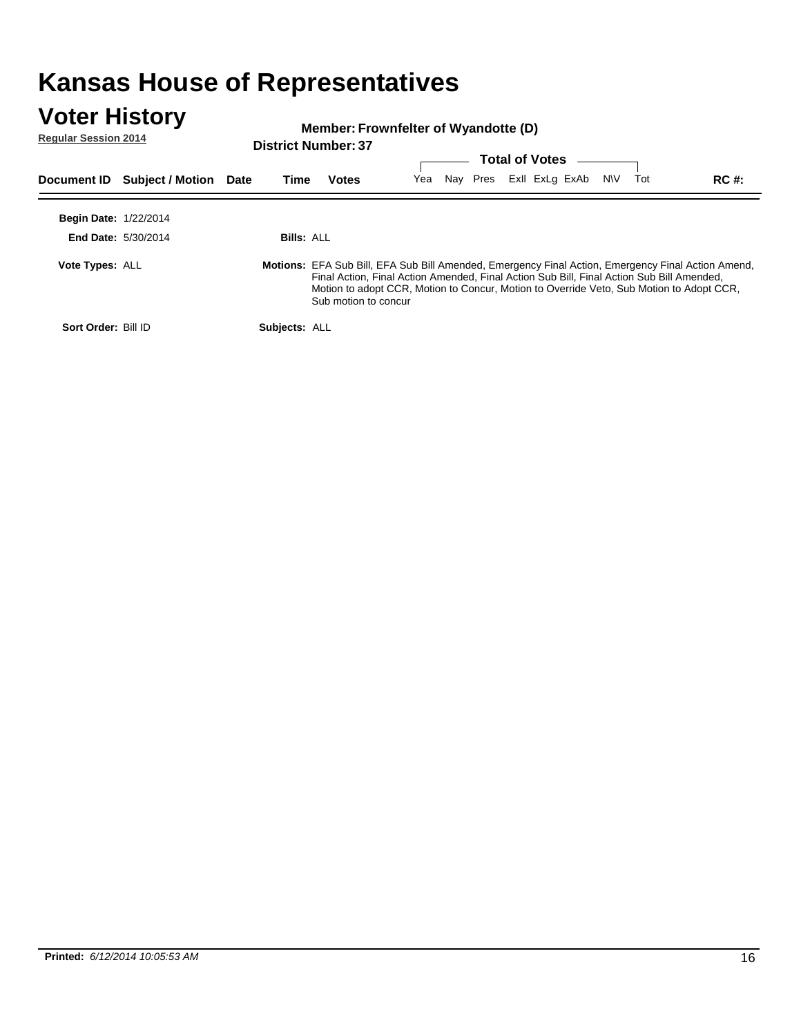# Kansas House of Representatives

## Voter History

Regular Session 2014

**Member: Frownfelter of Wyandotte (D)**

**District Number: 37**

| Document ID | Subject / Motion | Date | Time | Votes | Yea | Nay | Pres | ExII | ExLg | ExAb | N\V | Tot | RC #: |
|---|---|---|---|---|---|---|---|---|---|---|---|---|---|

(Yea through Tot grouped under: Total of Votes)

**Begin Date:** 1/22/2014

**End Date:** 5/30/2014

**Bills:** ALL

**Vote Types:** ALL

**Motions:** EFA Sub Bill, EFA Sub Bill Amended, Emergency Final Action, Emergency Final Action Amend, Final Action, Final Action Amended, Final Action Sub Bill, Final Action Sub Bill Amended, Motion to adopt CCR, Motion to Concur, Motion to Override Veto, Sub Motion to Adopt CCR, Sub motion to concur

**Sort Order:** Bill ID

**Subjects:** ALL

**Printed:** *6/12/2014 10:05:53 AM*